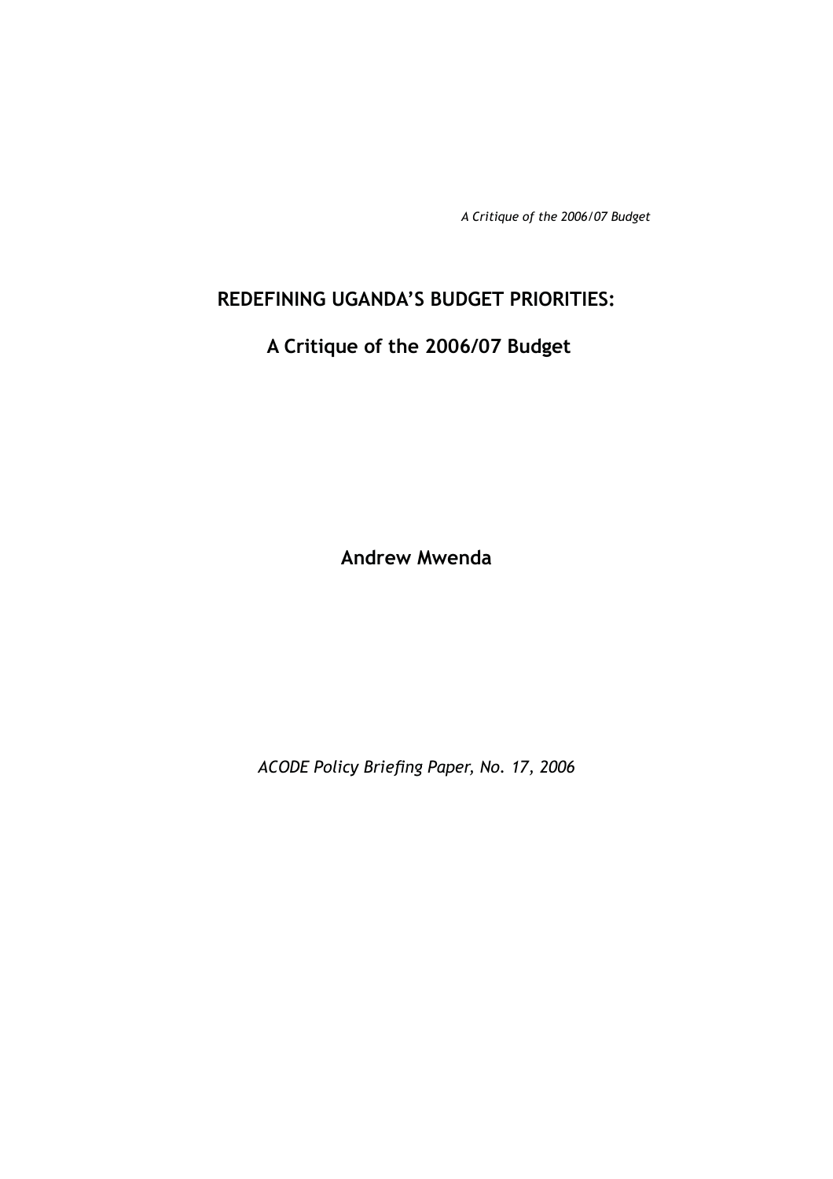# REDEFINING UGANDA'S BUDGET PRIORITIES:

## A Critique of the 2006/07 Budget

**Andrew Mwenda**

*ACODE Policy Briefing Paper, No. 17, 2006*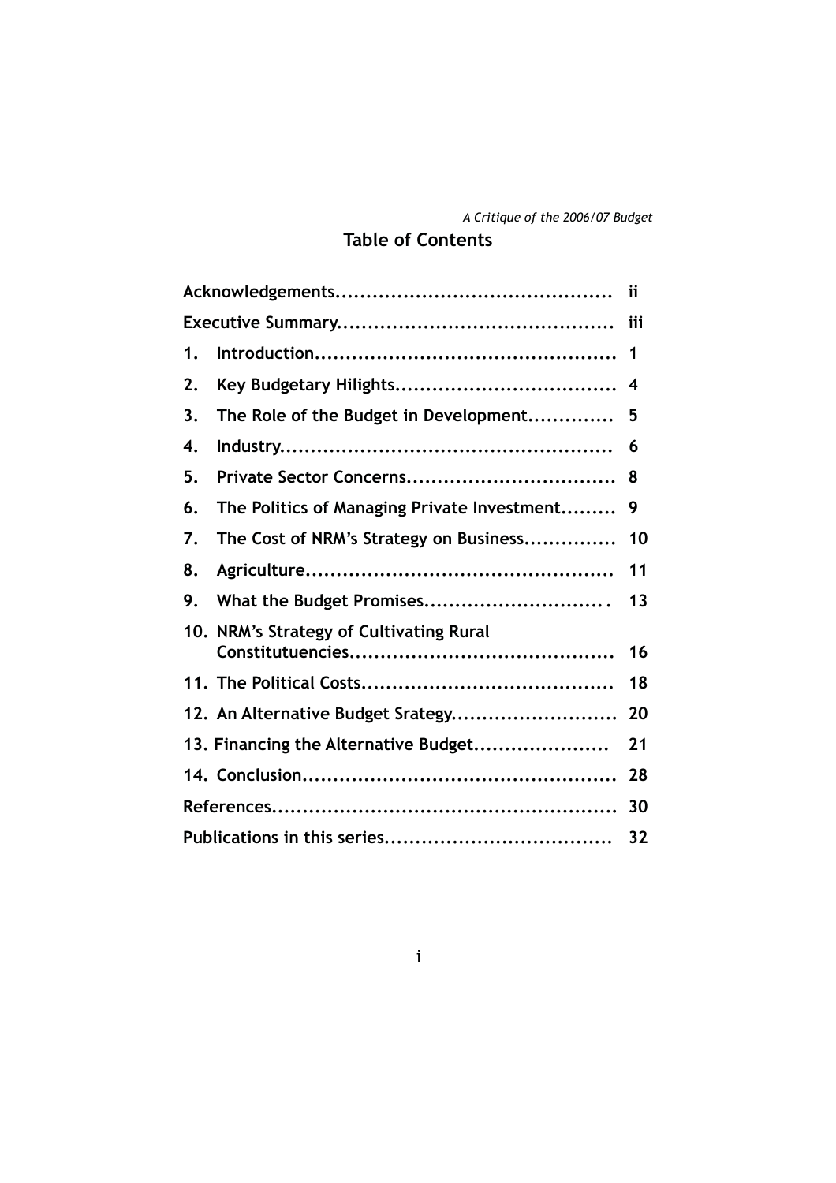## Table of Contents

| | |
|---|---|
| Acknowledgements | ii |
| Executive Summary | iii |
| 1. Introduction | 1 |
| 2. Key Budgetary Hilights | 4 |
| 3. The Role of the Budget in Development | 5 |
| 4. Industry | 6 |
| 5. Private Sector Concerns | 8 |
| 6. The Politics of Managing Private Investment | 9 |
| 7. The Cost of NRM's Strategy on Business | 10 |
| 8. Agriculture | 11 |
| 9. What the Budget Promises | 13 |
| 10. NRM's Strategy of Cultivating Rural Constitutuencies | 16 |
| 11. The Political Costs | 18 |
| 12. An Alternative Budget Srategy | 20 |
| 13. Financing the Alternative Budget | 21 |
| 14. Conclusion | 28 |
| References | 30 |
| Publications in this series | 32 |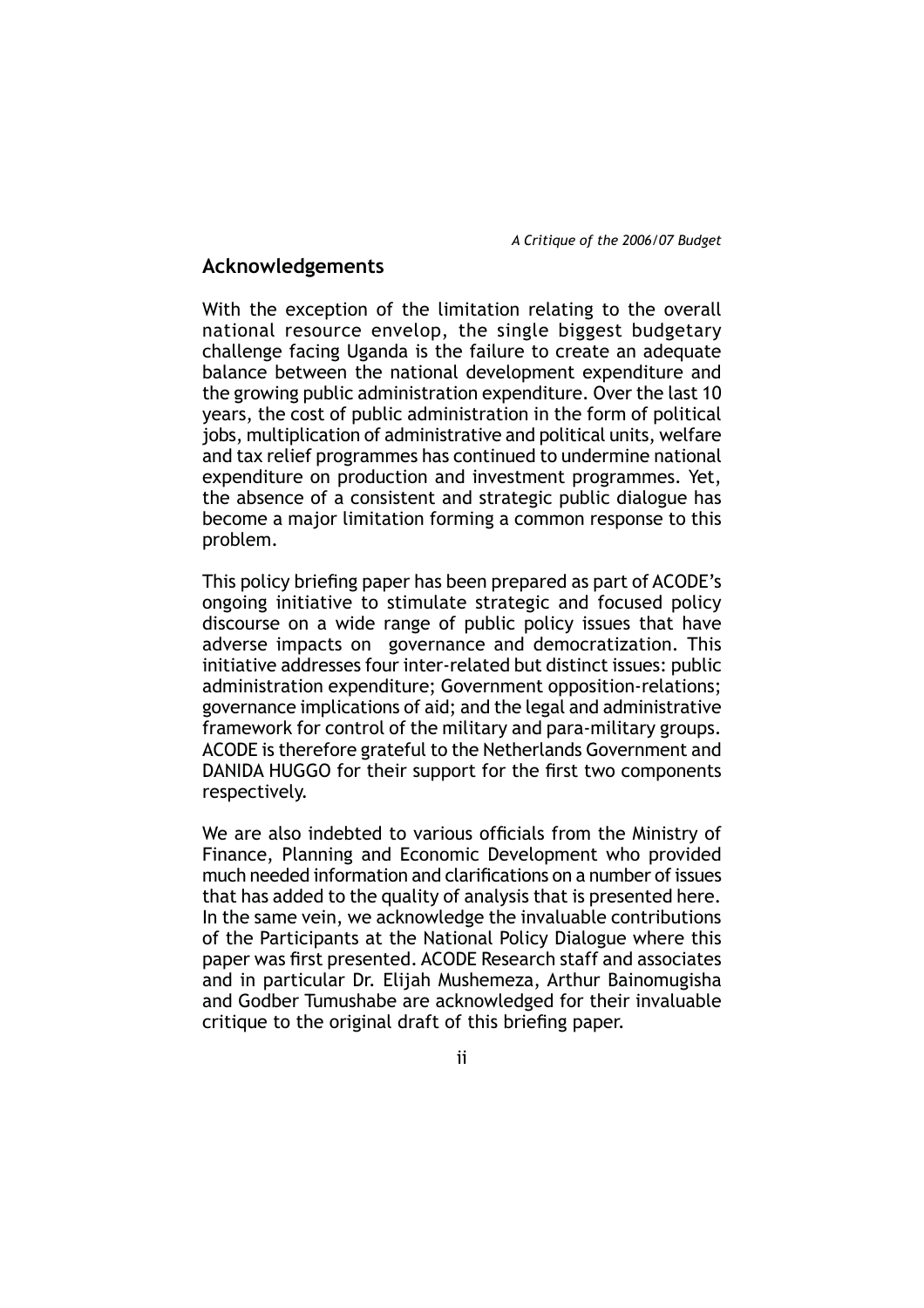## Acknowledgements

With the exception of the limitation relating to the overall national resource envelop, the single biggest budgetary challenge facing Uganda is the failure to create an adequate balance between the national development expenditure and the growing public administration expenditure. Over the last 10 years, the cost of public administration in the form of political jobs, multiplication of administrative and political units, welfare and tax relief programmes has continued to undermine national expenditure on production and investment programmes. Yet, the absence of a consistent and strategic public dialogue has become a major limitation forming a common response to this problem.

This policy briefing paper has been prepared as part of ACODE's ongoing initiative to stimulate strategic and focused policy discourse on a wide range of public policy issues that have adverse impacts on governance and democratization. This initiative addresses four inter-related but distinct issues: public administration expenditure; Government opposition-relations; governance implications of aid; and the legal and administrative framework for control of the military and para-military groups. ACODE is therefore grateful to the Netherlands Government and DANIDA HUGGO for their support for the first two components respectively.

We are also indebted to various officials from the Ministry of Finance, Planning and Economic Development who provided much needed information and clarifications on a number of issues that has added to the quality of analysis that is presented here. In the same vein, we acknowledge the invaluable contributions of the Participants at the National Policy Dialogue where this paper was first presented. ACODE Research staff and associates and in particular Dr. Elijah Mushemeza, Arthur Bainomugisha and Godber Tumushabe are acknowledged for their invaluable critique to the original draft of this briefing paper.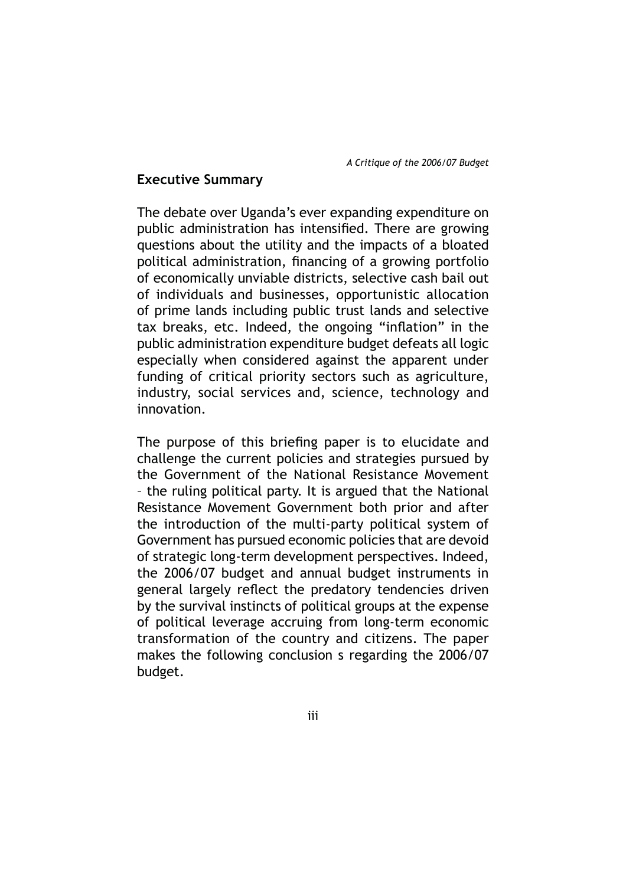## Executive Summary

The debate over Uganda's ever expanding expenditure on public administration has intensified. There are growing questions about the utility and the impacts of a bloated political administration, financing of a growing portfolio of economically unviable districts, selective cash bail out of individuals and businesses, opportunistic allocation of prime lands including public trust lands and selective tax breaks, etc. Indeed, the ongoing "inflation" in the public administration expenditure budget defeats all logic especially when considered against the apparent under funding of critical priority sectors such as agriculture, industry, social services and, science, technology and innovation.

The purpose of this briefing paper is to elucidate and challenge the current policies and strategies pursued by the Government of the National Resistance Movement – the ruling political party. It is argued that the National Resistance Movement Government both prior and after the introduction of the multi-party political system of Government has pursued economic policies that are devoid of strategic long-term development perspectives. Indeed, the 2006/07 budget and annual budget instruments in general largely reflect the predatory tendencies driven by the survival instincts of political groups at the expense of political leverage accruing from long-term economic transformation of the country and citizens. The paper makes the following conclusion s regarding the 2006/07 budget.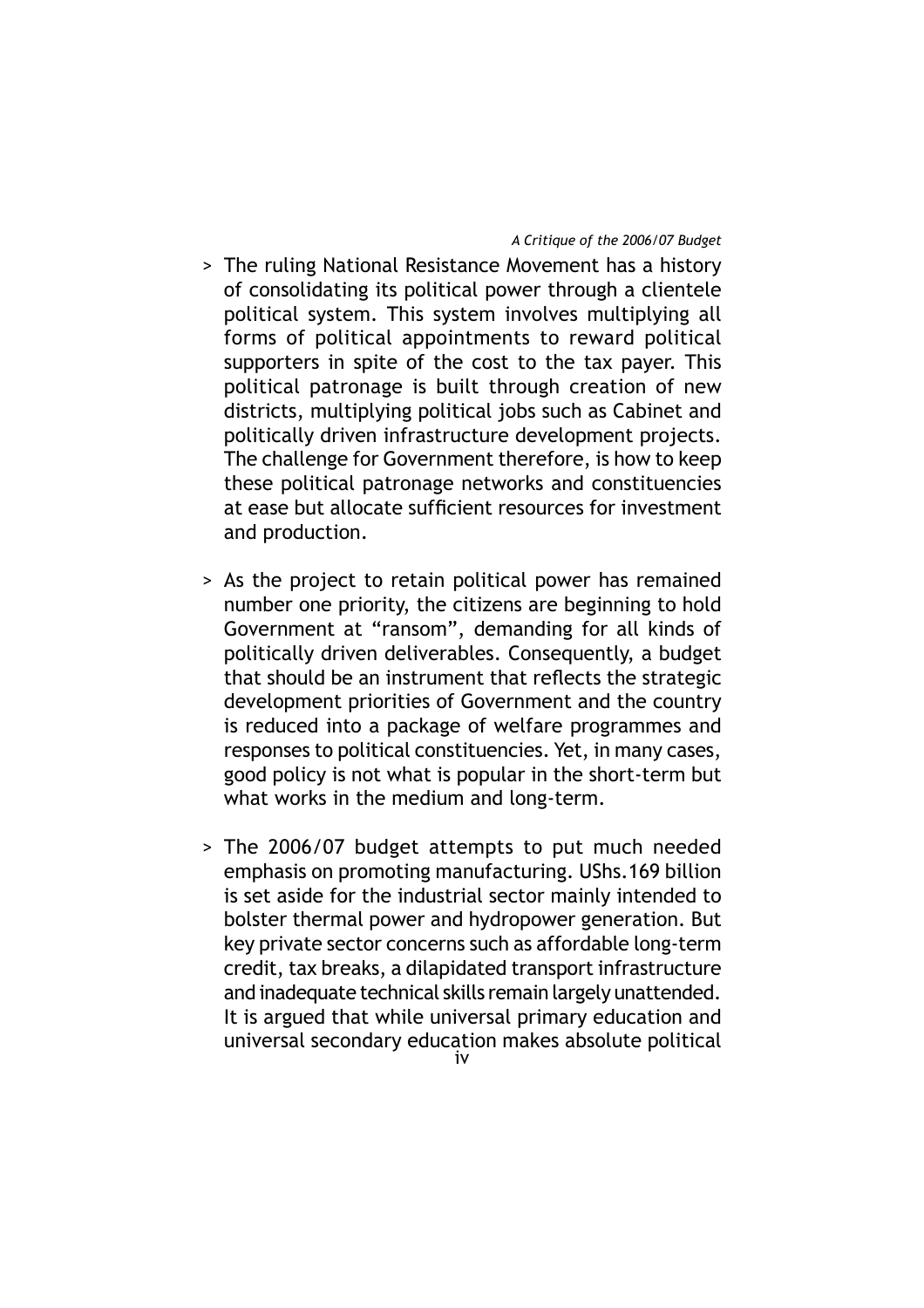> The ruling National Resistance Movement has a history of consolidating its political power through a clientele political system. This system involves multiplying all forms of political appointments to reward political supporters in spite of the cost to the tax payer. This political patronage is built through creation of new districts, multiplying political jobs such as Cabinet and politically driven infrastructure development projects. The challenge for Government therefore, is how to keep these political patronage networks and constituencies at ease but allocate sufficient resources for investment and production.

> As the project to retain political power has remained number one priority, the citizens are beginning to hold Government at "ransom", demanding for all kinds of politically driven deliverables. Consequently, a budget that should be an instrument that reflects the strategic development priorities of Government and the country is reduced into a package of welfare programmes and responses to political constituencies. Yet, in many cases, good policy is not what is popular in the short-term but what works in the medium and long-term.

> The 2006/07 budget attempts to put much needed emphasis on promoting manufacturing. UShs.169 billion is set aside for the industrial sector mainly intended to bolster thermal power and hydropower generation. But key private sector concerns such as affordable long-term credit, tax breaks, a dilapidated transport infrastructure and inadequate technical skills remain largely unattended. It is argued that while universal primary education and universal secondary education makes absolute political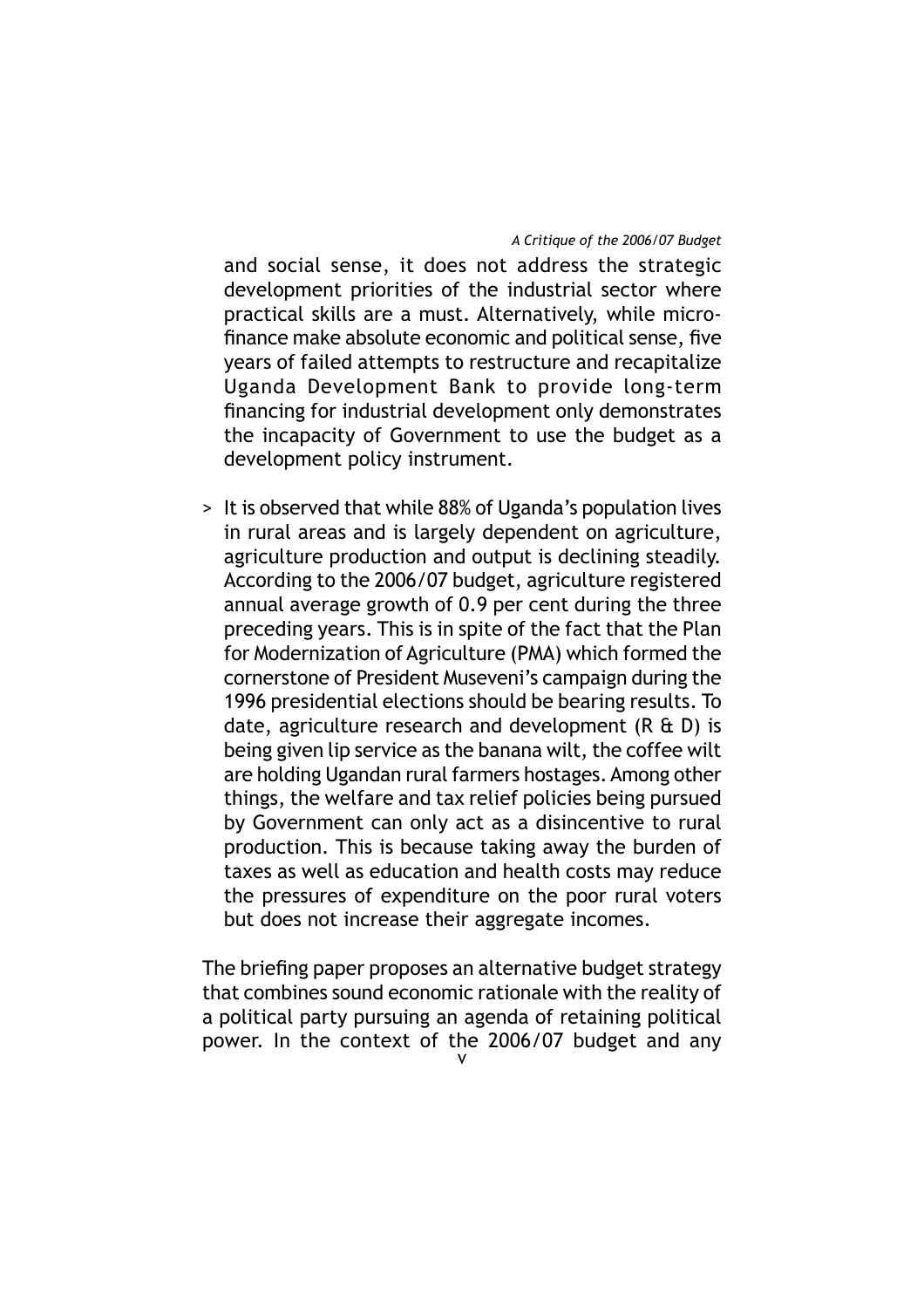and social sense, it does not address the strategic development priorities of the industrial sector where practical skills are a must. Alternatively, while micro-finance make absolute economic and political sense, five years of failed attempts to restructure and recapitalize Uganda Development Bank to provide long-term financing for industrial development only demonstrates the incapacity of Government to use the budget as a development policy instrument.

> It is observed that while 88% of Uganda's population lives in rural areas and is largely dependent on agriculture, agriculture production and output is declining steadily. According to the 2006/07 budget, agriculture registered annual average growth of 0.9 per cent during the three preceding years. This is in spite of the fact that the Plan for Modernization of Agriculture (PMA) which formed the cornerstone of President Museveni's campaign during the 1996 presidential elections should be bearing results. To date, agriculture research and development (R & D) is being given lip service as the banana wilt, the coffee wilt are holding Ugandan rural farmers hostages. Among other things, the welfare and tax relief policies being pursued by Government can only act as a disincentive to rural production. This is because taking away the burden of taxes as well as education and health costs may reduce the pressures of expenditure on the poor rural voters but does not increase their aggregate incomes.

The briefing paper proposes an alternative budget strategy that combines sound economic rationale with the reality of a political party pursuing an agenda of retaining political power. In the context of the 2006/07 budget and any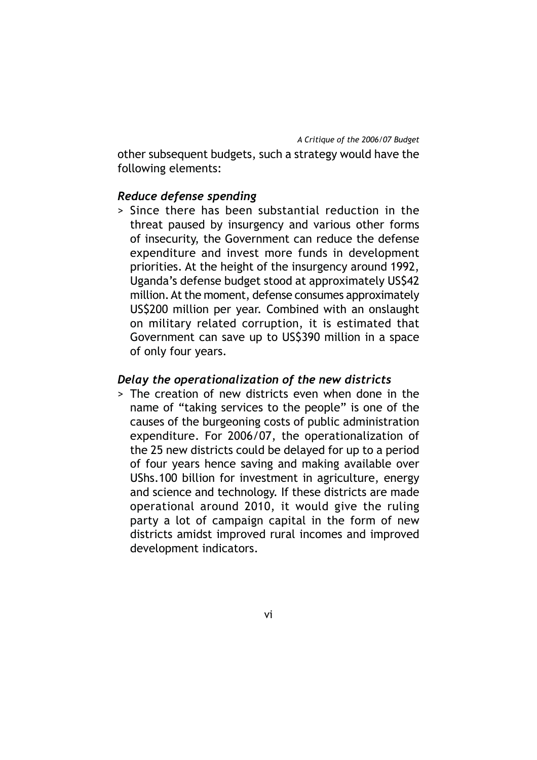other subsequent budgets, such a strategy would have the following elements:

### *Reduce defense spending*

> Since there has been substantial reduction in the threat paused by insurgency and various other forms of insecurity, the Government can reduce the defense expenditure and invest more funds in development priorities. At the height of the insurgency around 1992, Uganda's defense budget stood at approximately US$42 million. At the moment, defense consumes approximately US$200 million per year. Combined with an onslaught on military related corruption, it is estimated that Government can save up to US$390 million in a space of only four years.

### *Delay the operationalization of the new districts*

> The creation of new districts even when done in the name of "taking services to the people" is one of the causes of the burgeoning costs of public administration expenditure. For 2006/07, the operationalization of the 25 new districts could be delayed for up to a period of four years hence saving and making available over UShs.100 billion for investment in agriculture, energy and science and technology. If these districts are made operational around 2010, it would give the ruling party a lot of campaign capital in the form of new districts amidst improved rural incomes and improved development indicators.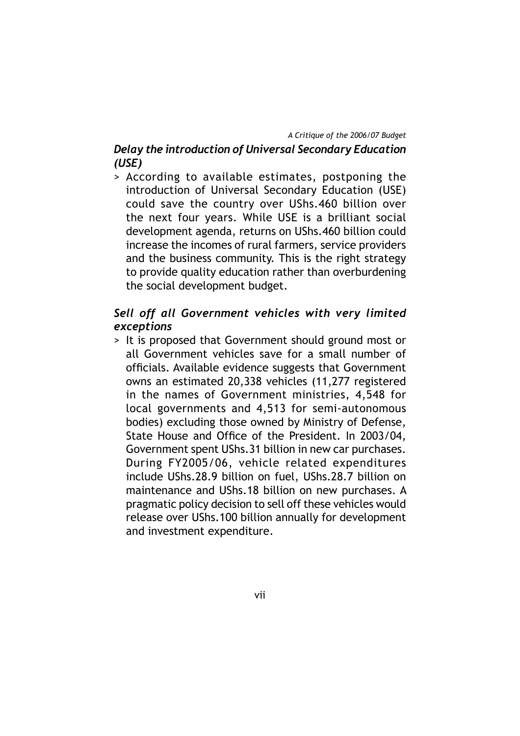### *Delay the introduction of Universal Secondary Education (USE)*

> According to available estimates, postponing the introduction of Universal Secondary Education (USE) could save the country over UShs.460 billion over the next four years. While USE is a brilliant social development agenda, returns on UShs.460 billion could increase the incomes of rural farmers, service providers and the business community. This is the right strategy to provide quality education rather than overburdening the social development budget.

### *Sell off all Government vehicles with very limited exceptions*

> It is proposed that Government should ground most or all Government vehicles save for a small number of officials. Available evidence suggests that Government owns an estimated 20,338 vehicles (11,277 registered in the names of Government ministries, 4,548 for local governments and 4,513 for semi-autonomous bodies) excluding those owned by Ministry of Defense, State House and Office of the President. In 2003/04, Government spent UShs.31 billion in new car purchases. During FY2005/06, vehicle related expenditures include UShs.28.9 billion on fuel, UShs.28.7 billion on maintenance and UShs.18 billion on new purchases. A pragmatic policy decision to sell off these vehicles would release over UShs.100 billion annually for development and investment expenditure.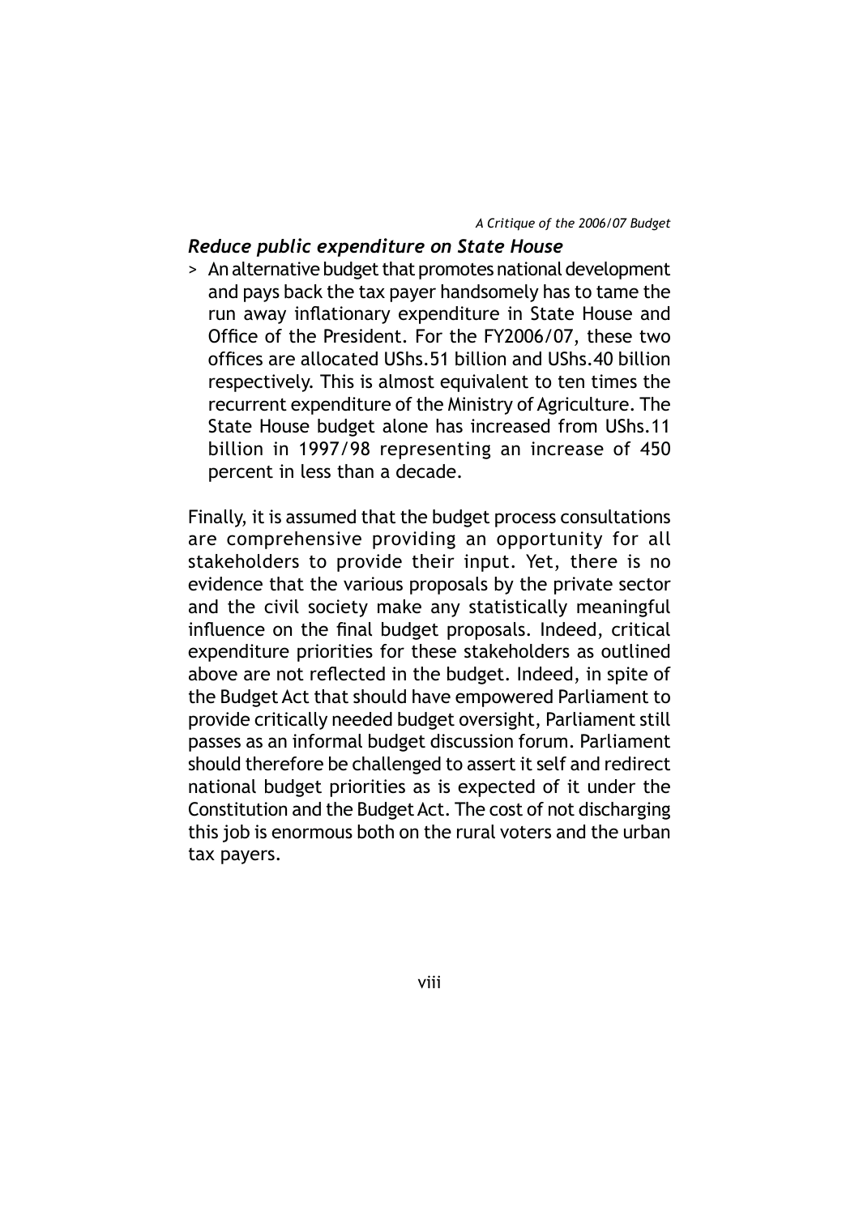***Reduce public expenditure on State House***

> An alternative budget that promotes national development and pays back the tax payer handsomely has to tame the run away inflationary expenditure in State House and Office of the President. For the FY2006/07, these two offices are allocated UShs.51 billion and UShs.40 billion respectively. This is almost equivalent to ten times the recurrent expenditure of the Ministry of Agriculture. The State House budget alone has increased from UShs.11 billion in 1997/98 representing an increase of 450 percent in less than a decade.

Finally, it is assumed that the budget process consultations are comprehensive providing an opportunity for all stakeholders to provide their input. Yet, there is no evidence that the various proposals by the private sector and the civil society make any statistically meaningful influence on the final budget proposals. Indeed, critical expenditure priorities for these stakeholders as outlined above are not reflected in the budget. Indeed, in spite of the Budget Act that should have empowered Parliament to provide critically needed budget oversight, Parliament still passes as an informal budget discussion forum. Parliament should therefore be challenged to assert it self and redirect national budget priorities as is expected of it under the Constitution and the Budget Act. The cost of not discharging this job is enormous both on the rural voters and the urban tax payers.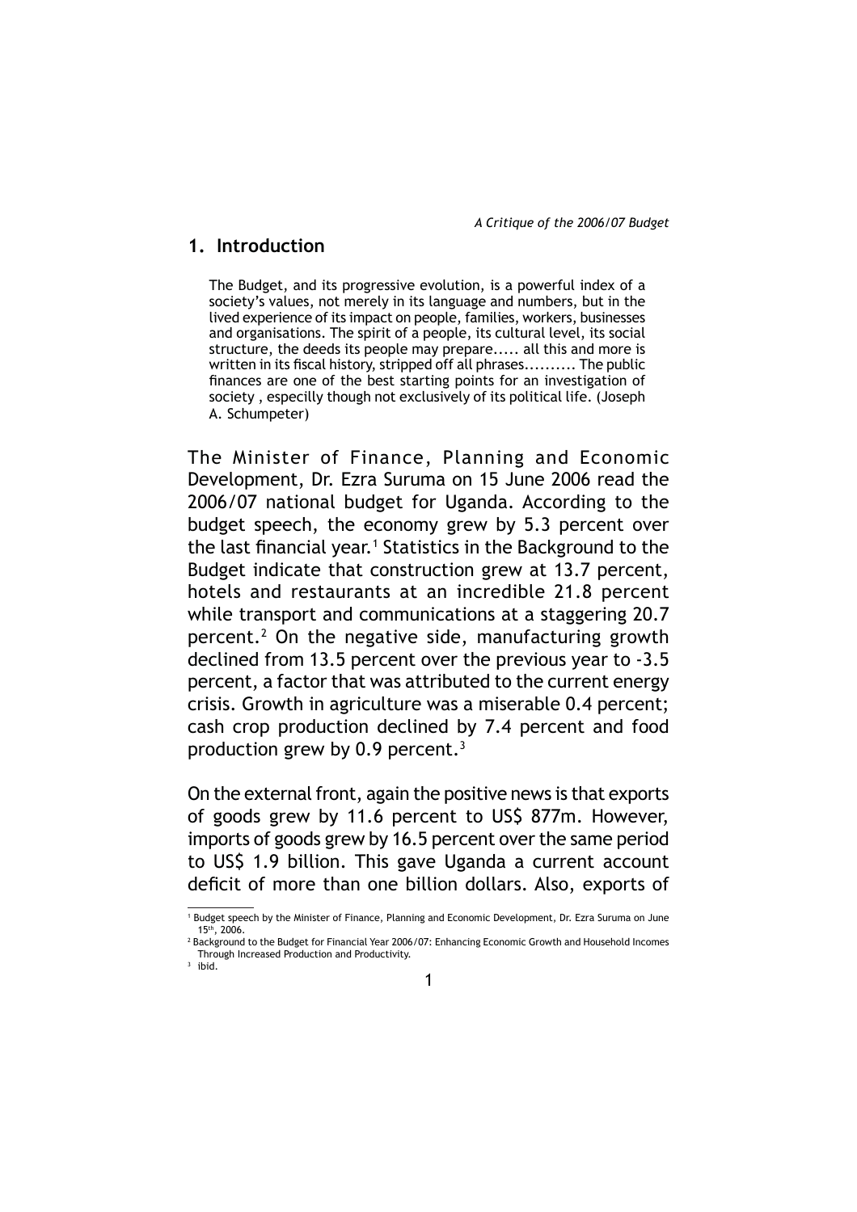## 1. Introduction

> The Budget, and its progressive evolution, is a powerful index of a society's values, not merely in its language and numbers, but in the lived experience of its impact on people, families, workers, businesses and organisations. The spirit of a people, its cultural level, its social structure, the deeds its people may prepare..... all this and more is written in its fiscal history, stripped off all phrases.......... The public finances are one of the best starting points for an investigation of society , especilly though not exclusively of its political life. (Joseph A. Schumpeter)

The Minister of Finance, Planning and Economic Development, Dr. Ezra Suruma on 15 June 2006 read the 2006/07 national budget for Uganda. According to the budget speech, the economy grew by 5.3 percent over the last financial year.[1] Statistics in the Background to the Budget indicate that construction grew at 13.7 percent, hotels and restaurants at an incredible 21.8 percent while transport and communications at a staggering 20.7 percent.[2] On the negative side, manufacturing growth declined from 13.5 percent over the previous year to -3.5 percent, a factor that was attributed to the current energy crisis. Growth in agriculture was a miserable 0.4 percent; cash crop production declined by 7.4 percent and food production grew by 0.9 percent.[3]

On the external front, again the positive news is that exports of goods grew by 11.6 percent to US$ 877m. However, imports of goods grew by 16.5 percent over the same period to US$ 1.9 billion. This gave Uganda a current account deficit of more than one billion dollars. Also, exports of

---

[1] Budget speech by the Minister of Finance, Planning and Economic Development, Dr. Ezra Suruma on June 15th, 2006.

[2] Background to the Budget for Financial Year 2006/07: Enhancing Economic Growth and Household Incomes Through Increased Production and Productivity.

[3] ibid.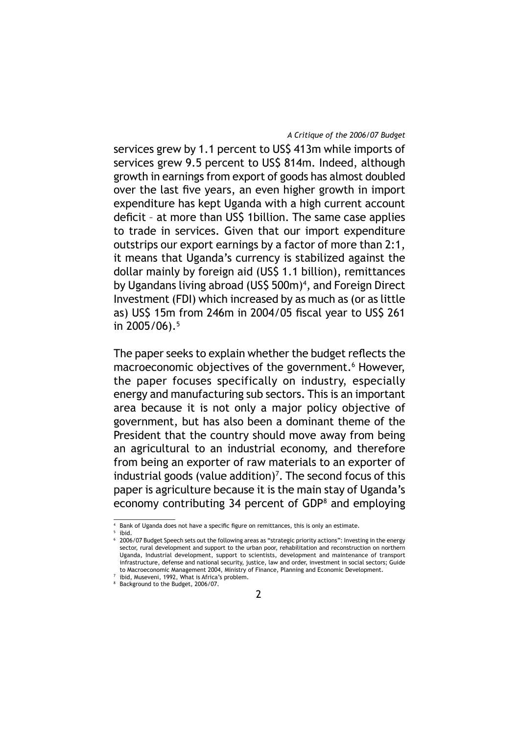services grew by 1.1 percent to US$ 413m while imports of services grew 9.5 percent to US$ 814m. Indeed, although growth in earnings from export of goods has almost doubled over the last five years, an even higher growth in import expenditure has kept Uganda with a high current account deficit – at more than US$ 1billion. The same case applies to trade in services. Given that our import expenditure outstrips our export earnings by a factor of more than 2:1, it means that Uganda's currency is stabilized against the dollar mainly by foreign aid (US$ 1.1 billion), remittances by Ugandans living abroad (US$ 500m)[4], and Foreign Direct Investment (FDI) which increased by as much as (or as little as) US$ 15m from 246m in 2004/05 fiscal year to US$ 261 in 2005/06).[5]

The paper seeks to explain whether the budget reflects the macroeconomic objectives of the government.[6] However, the paper focuses specifically on industry, especially energy and manufacturing sub sectors. This is an important area because it is not only a major policy objective of government, but has also been a dominant theme of the President that the country should move away from being an agricultural to an industrial economy, and therefore from being an exporter of raw materials to an exporter of industrial goods (value addition)[7]. The second focus of this paper is agriculture because it is the main stay of Uganda's economy contributing 34 percent of GDP[8] and employing

---

[4] Bank of Uganda does not have a specific figure on remittances, this is only an estimate.

[5] ibid.

[6] 2006/07 Budget Speech sets out the following areas as "strategic priority actions": Investing in the energy sector, rural development and support to the urban poor, rehabilitation and reconstruction on northern Uganda, Industrial development, support to scientists, development and maintenance of transport infrastructure, defense and national security, justice, law and order, investment in social sectors; Guide to Macroeconomic Management 2004, Ministry of Finance, Planning and Economic Development.

[7] ibid, Museveni, 1992, What is Africa's problem.

[8] Background to the Budget, 2006/07.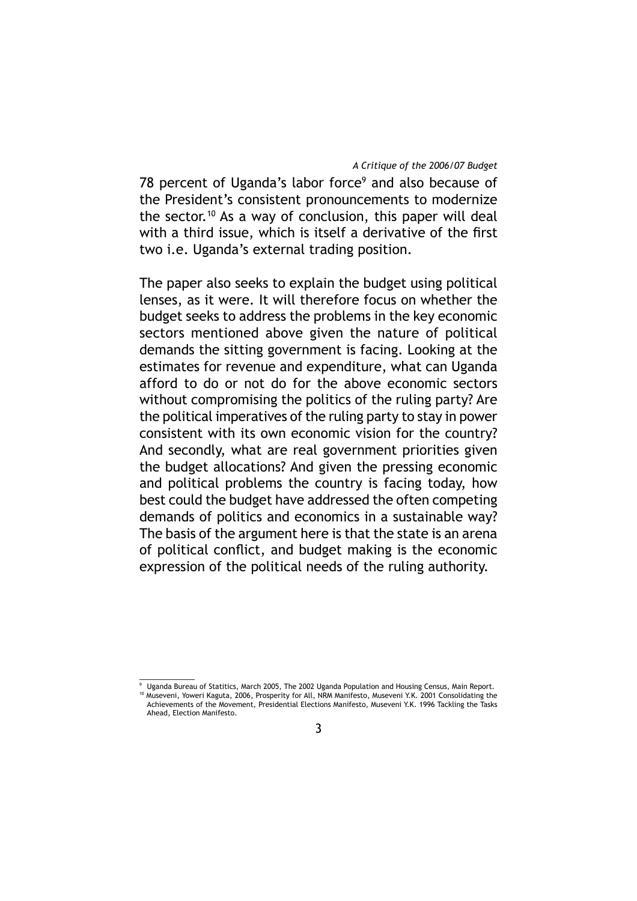78 percent of Uganda's labor force[9] and also because of the President's consistent pronouncements to modernize the sector.[10] As a way of conclusion, this paper will deal with a third issue, which is itself a derivative of the first two i.e. Uganda's external trading position.

The paper also seeks to explain the budget using political lenses, as it were. It will therefore focus on whether the budget seeks to address the problems in the key economic sectors mentioned above given the nature of political demands the sitting government is facing. Looking at the estimates for revenue and expenditure, what can Uganda afford to do or not do for the above economic sectors without compromising the politics of the ruling party? Are the political imperatives of the ruling party to stay in power consistent with its own economic vision for the country? And secondly, what are real government priorities given the budget allocations? And given the pressing economic and political problems the country is facing today, how best could the budget have addressed the often competing demands of politics and economics in a sustainable way? The basis of the argument here is that the state is an arena of political conflict, and budget making is the economic expression of the political needs of the ruling authority.

---

[9] Uganda Bureau of Statitics, March 2005, The 2002 Uganda Population and Housing Census, Main Report.

[10] Museveni, Yoweri Kaguta, 2006, Prosperity for All, NRM Manifesto, Museveni Y.K. 2001 Consolidating the Achievements of the Movement, Presidential Elections Manifesto, Museveni Y.K. 1996 Tackling the Tasks Ahead, Election Manifesto.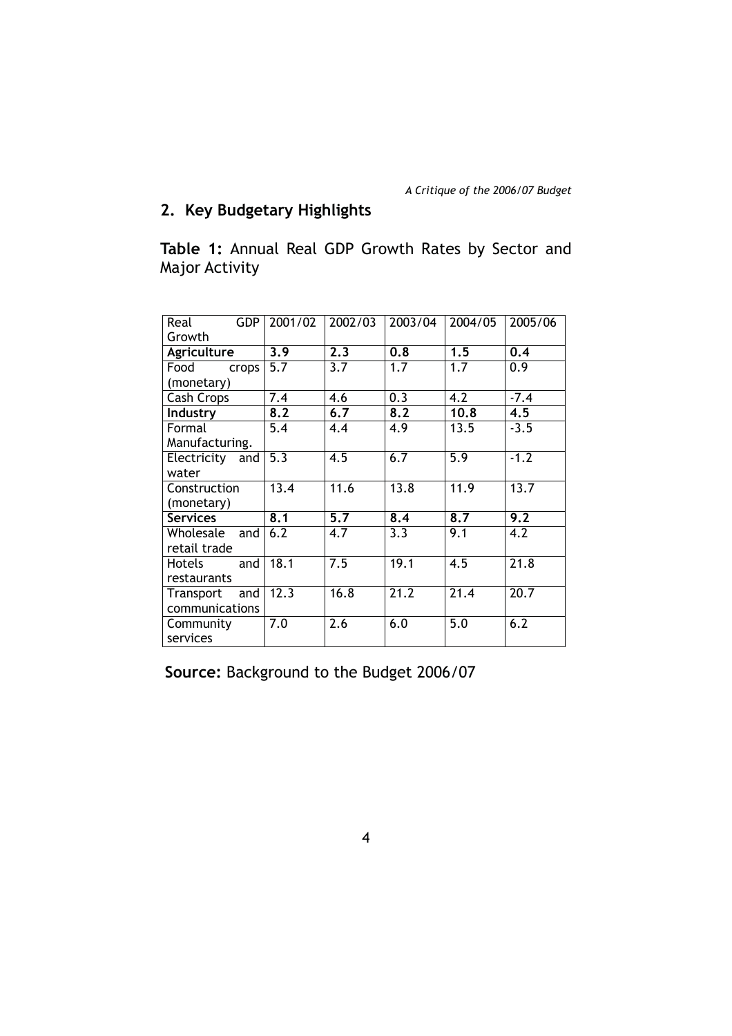## 2. Key Budgetary Highlights

**Table 1:** Annual Real GDP Growth Rates by Sector and Major Activity

| Real GDP Growth | 2001/02 | 2002/03 | 2003/04 | 2004/05 | 2005/06 |
|---|---|---|---|---|---|
| **Agriculture** | **3.9** | **2.3** | **0.8** | **1.5** | **0.4** |
| Food crops (monetary) | 5.7 | 3.7 | 1.7 | 1.7 | 0.9 |
| Cash Crops | 7.4 | 4.6 | 0.3 | 4.2 | -7.4 |
| **Industry** | **8.2** | **6.7** | **8.2** | **10.8** | **4.5** |
| Formal Manufacturing. | 5.4 | 4.4 | 4.9 | 13.5 | -3.5 |
| Electricity and water | 5.3 | 4.5 | 6.7 | 5.9 | -1.2 |
| Construction (monetary) | 13.4 | 11.6 | 13.8 | 11.9 | 13.7 |
| **Services** | **8.1** | **5.7** | **8.4** | **8.7** | **9.2** |
| Wholesale and retail trade | 6.2 | 4.7 | 3.3 | 9.1 | 4.2 |
| Hotels and restaurants | 18.1 | 7.5 | 19.1 | 4.5 | 21.8 |
| Transport and communications | 12.3 | 16.8 | 21.2 | 21.4 | 20.7 |
| Community services | 7.0 | 2.6 | 6.0 | 5.0 | 6.2 |

**Source:** Background to the Budget 2006/07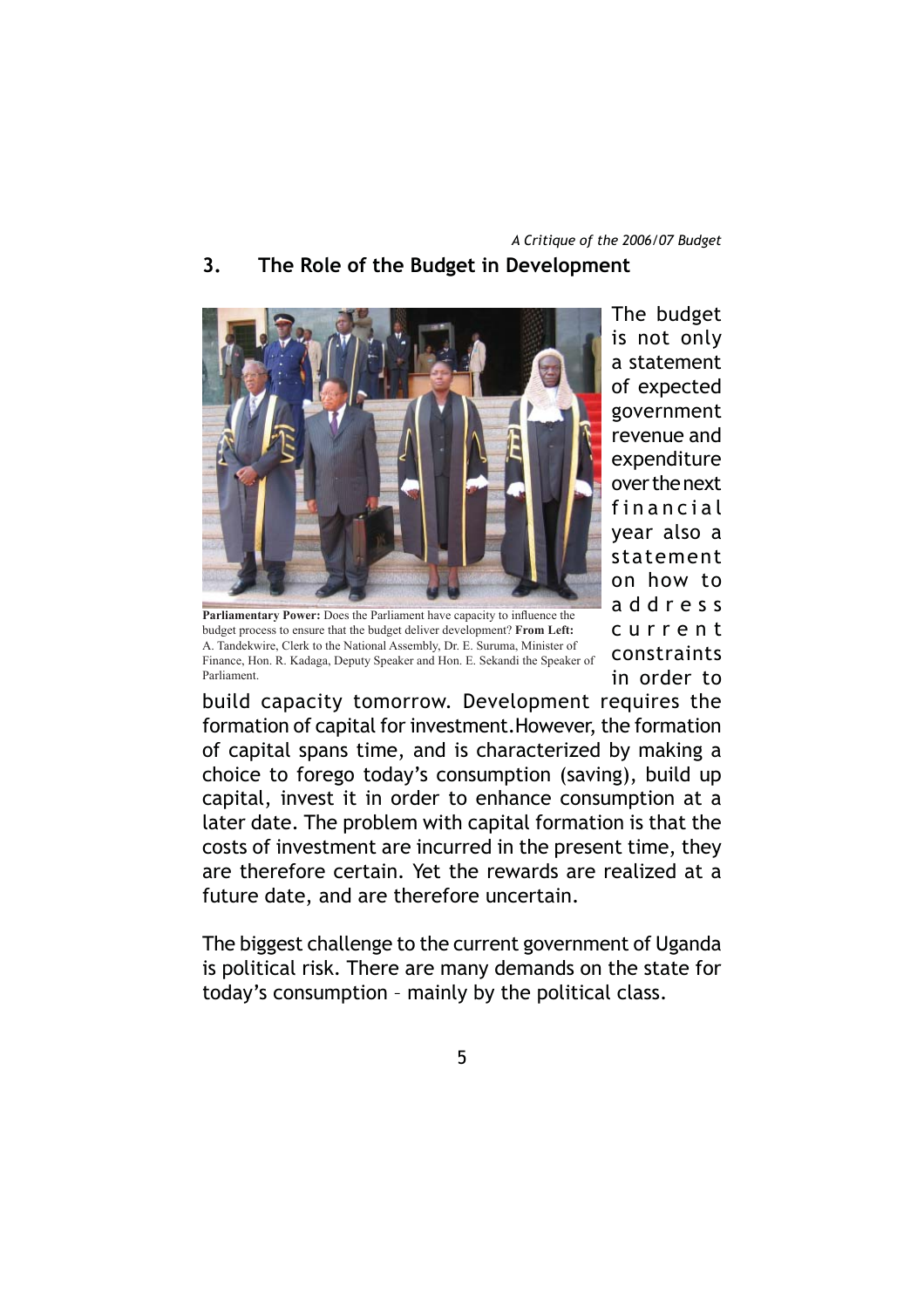## 3. The Role of the Budget in Development

**Parliamentary Power:** Does the Parliament have capacity to influence the budget process to ensure that the budget deliver development? **From Left:** A. Tandekwire, Clerk to the National Assembly, Dr. E. Suruma, Minister of Finance, Hon. R. Kadaga, Deputy Speaker and Hon. E. Sekandi the Speaker of Parliament.

The budget is not only a statement of expected government revenue and expenditure over the next financial year also a statement on how to address current constraints in order to build capacity tomorrow. Development requires the formation of capital for investment.However, the formation of capital spans time, and is characterized by making a choice to forego today's consumption (saving), build up capital, invest it in order to enhance consumption at a later date. The problem with capital formation is that the costs of investment are incurred in the present time, they are therefore certain. Yet the rewards are realized at a future date, and are therefore uncertain.

The biggest challenge to the current government of Uganda is political risk. There are many demands on the state for today's consumption – mainly by the political class.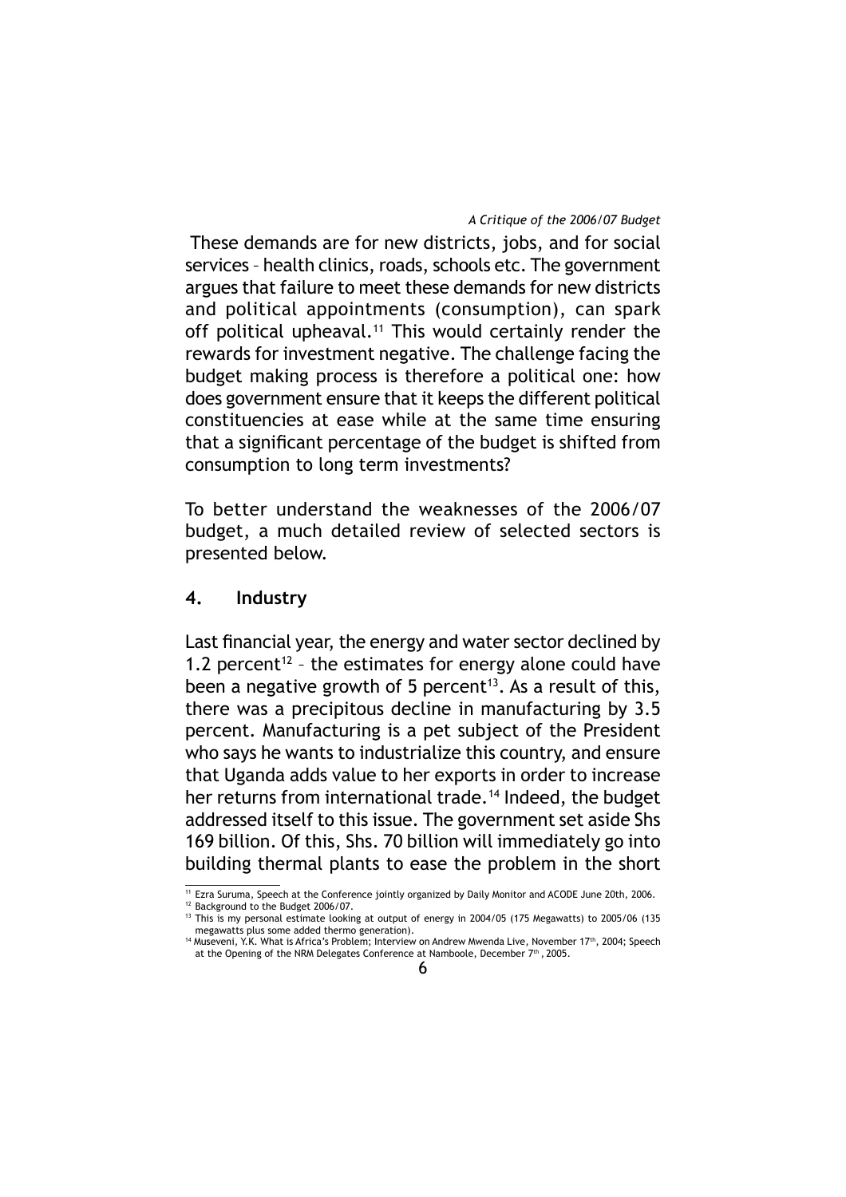These demands are for new districts, jobs, and for social services – health clinics, roads, schools etc. The government argues that failure to meet these demands for new districts and political appointments (consumption), can spark off political upheaval.[11] This would certainly render the rewards for investment negative. The challenge facing the budget making process is therefore a political one: how does government ensure that it keeps the different political constituencies at ease while at the same time ensuring that a significant percentage of the budget is shifted from consumption to long term investments?

To better understand the weaknesses of the 2006/07 budget, a much detailed review of selected sectors is presented below.

## 4. Industry

Last financial year, the energy and water sector declined by 1.2 percent[12] – the estimates for energy alone could have been a negative growth of 5 percent[13]. As a result of this, there was a precipitous decline in manufacturing by 3.5 percent. Manufacturing is a pet subject of the President who says he wants to industrialize this country, and ensure that Uganda adds value to her exports in order to increase her returns from international trade.[14] Indeed, the budget addressed itself to this issue. The government set aside Shs 169 billion. Of this, Shs. 70 billion will immediately go into building thermal plants to ease the problem in the short

---

[11] Ezra Suruma, Speech at the Conference jointly organized by Daily Monitor and ACODE June 20th, 2006.

[12] Background to the Budget 2006/07.

[13] This is my personal estimate looking at output of energy in 2004/05 (175 Megawatts) to 2005/06 (135 megawatts plus some added thermo generation).

[14] Museveni, Y.K. What is Africa's Problem; Interview on Andrew Mwenda Live, November 17th, 2004; Speech at the Opening of the NRM Delegates Conference at Namboole, December 7th, 2005.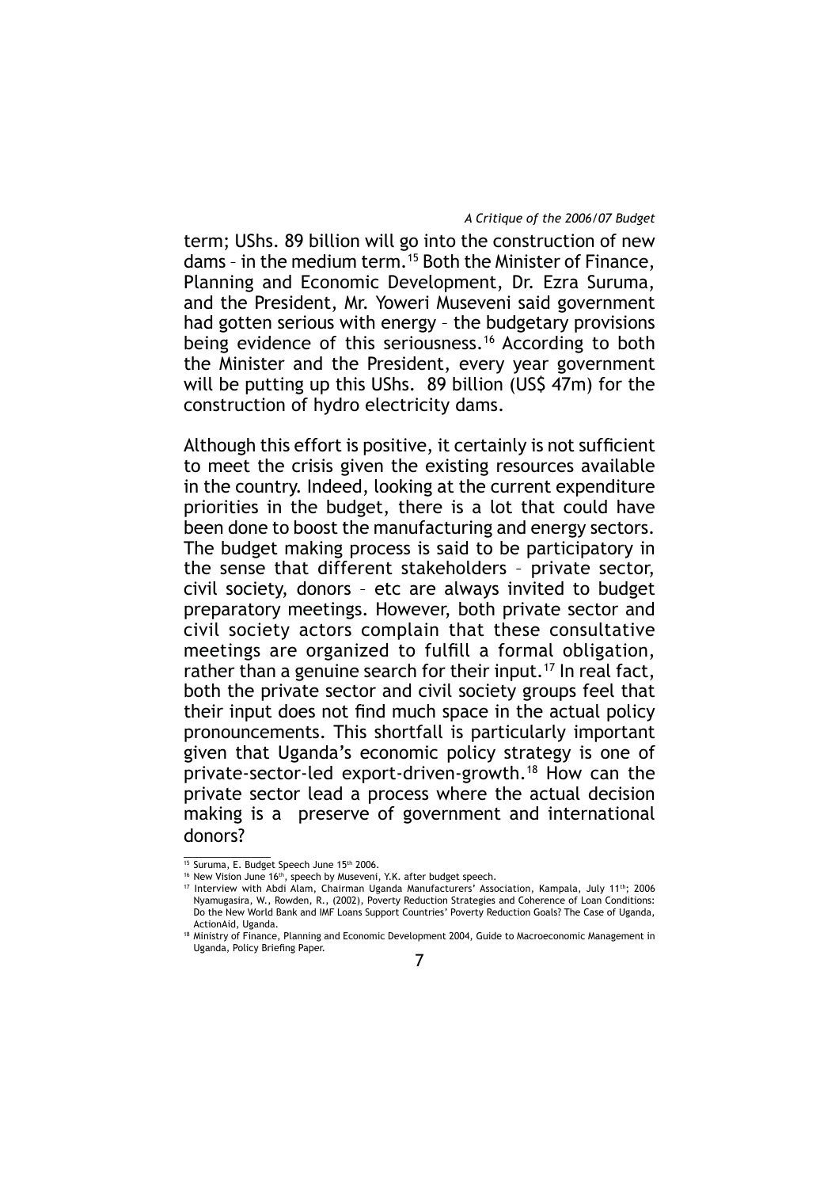term; UShs. 89 billion will go into the construction of new dams – in the medium term.[15] Both the Minister of Finance, Planning and Economic Development, Dr. Ezra Suruma, and the President, Mr. Yoweri Museveni said government had gotten serious with energy – the budgetary provisions being evidence of this seriousness.[16] According to both the Minister and the President, every year government will be putting up this UShs. 89 billion (US$ 47m) for the construction of hydro electricity dams.

Although this effort is positive, it certainly is not sufficient to meet the crisis given the existing resources available in the country. Indeed, looking at the current expenditure priorities in the budget, there is a lot that could have been done to boost the manufacturing and energy sectors. The budget making process is said to be participatory in the sense that different stakeholders – private sector, civil society, donors – etc are always invited to budget preparatory meetings. However, both private sector and civil society actors complain that these consultative meetings are organized to fulfill a formal obligation, rather than a genuine search for their input.[17] In real fact, both the private sector and civil society groups feel that their input does not find much space in the actual policy pronouncements. This shortfall is particularly important given that Uganda's economic policy strategy is one of private-sector-led export-driven-growth.[18] How can the private sector lead a process where the actual decision making is a preserve of government and international donors?

---

[15] Suruma, E. Budget Speech June 15th 2006.

[16] New Vision June 16th, speech by Museveni, Y.K. after budget speech.

[17] Interview with Abdi Alam, Chairman Uganda Manufacturers' Association, Kampala, July 11th; 2006 Nyamugasira, W., Rowden, R., (2002), Poverty Reduction Strategies and Coherence of Loan Conditions: Do the New World Bank and IMF Loans Support Countries' Poverty Reduction Goals? The Case of Uganda, ActionAid, Uganda.

[18] Ministry of Finance, Planning and Economic Development 2004, Guide to Macroeconomic Management in Uganda, Policy Briefing Paper.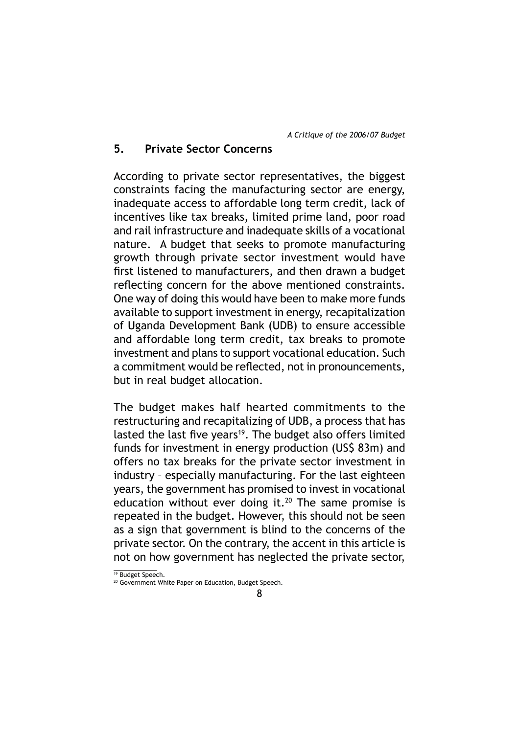## 5. Private Sector Concerns

According to private sector representatives, the biggest constraints facing the manufacturing sector are energy, inadequate access to affordable long term credit, lack of incentives like tax breaks, limited prime land, poor road and rail infrastructure and inadequate skills of a vocational nature. A budget that seeks to promote manufacturing growth through private sector investment would have first listened to manufacturers, and then drawn a budget reflecting concern for the above mentioned constraints. One way of doing this would have been to make more funds available to support investment in energy, recapitalization of Uganda Development Bank (UDB) to ensure accessible and affordable long term credit, tax breaks to promote investment and plans to support vocational education. Such a commitment would be reflected, not in pronouncements, but in real budget allocation.

The budget makes half hearted commitments to the restructuring and recapitalizing of UDB, a process that has lasted the last five years[19]. The budget also offers limited funds for investment in energy production (US$ 83m) and offers no tax breaks for the private sector investment in industry – especially manufacturing. For the last eighteen years, the government has promised to invest in vocational education without ever doing it.[20] The same promise is repeated in the budget. However, this should not be seen as a sign that government is blind to the concerns of the private sector. On the contrary, the accent in this article is not on how government has neglected the private sector,

[19] Budget Speech.

[20] Government White Paper on Education, Budget Speech.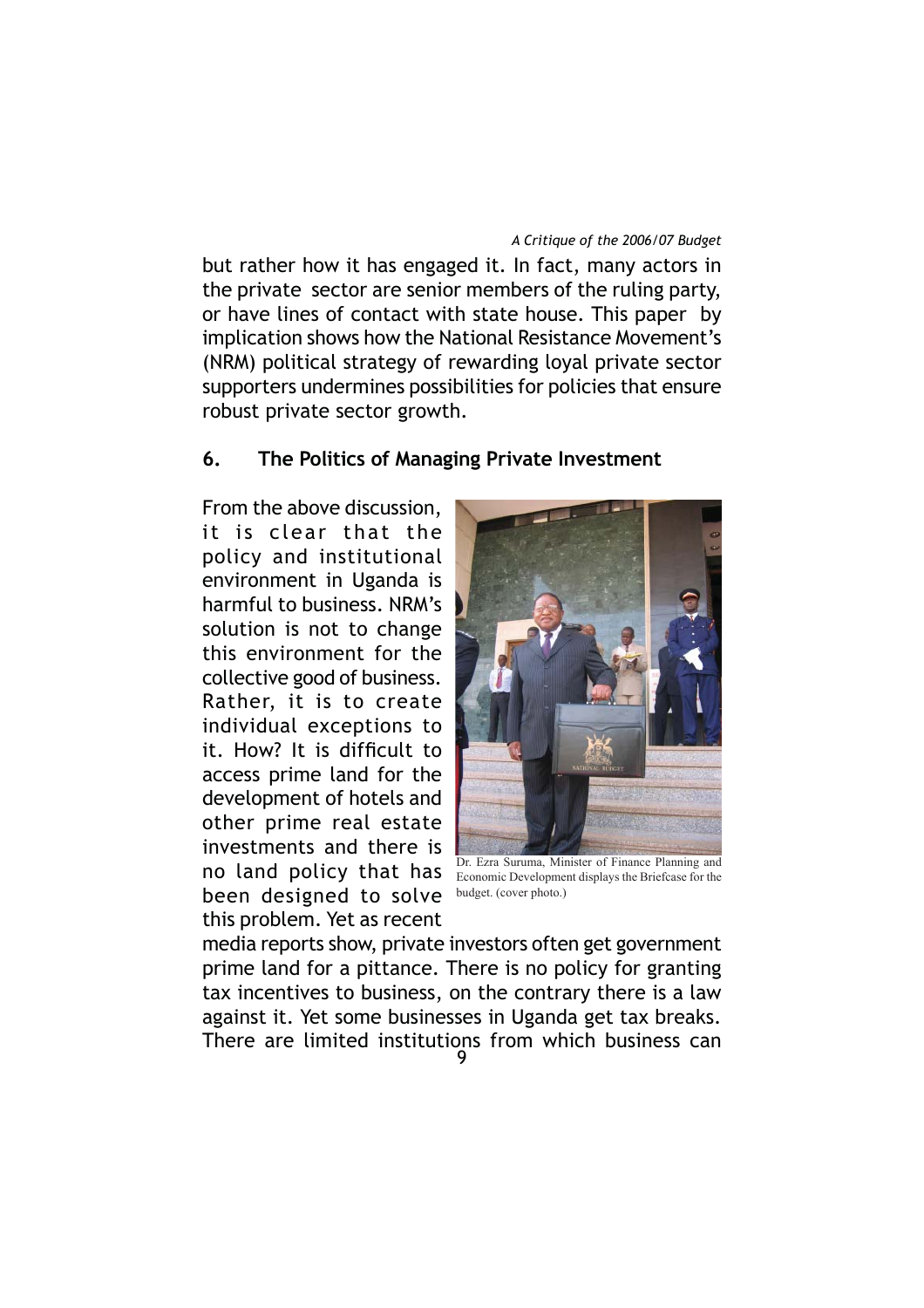but rather how it has engaged it. In fact, many actors in the private sector are senior members of the ruling party, or have lines of contact with state house. This paper by implication shows how the National Resistance Movement's (NRM) political strategy of rewarding loyal private sector supporters undermines possibilities for policies that ensure robust private sector growth.

## 6. The Politics of Managing Private Investment

From the above discussion, it is clear that the policy and institutional environment in Uganda is harmful to business. NRM's solution is not to change this environment for the collective good of business. Rather, it is to create individual exceptions to it. How? It is difficult to access prime land for the development of hotels and other prime real estate investments and there is no land policy that has been designed to solve this problem. Yet as recent media reports show, private investors often get government prime land for a pittance. There is no policy for granting tax incentives to business, on the contrary there is a law against it. Yet some businesses in Uganda get tax breaks. There are limited institutions from which business can

Dr. Ezra Suruma, Minister of Finance Planning and Economic Development displays the Briefcase for the budget. (cover photo.)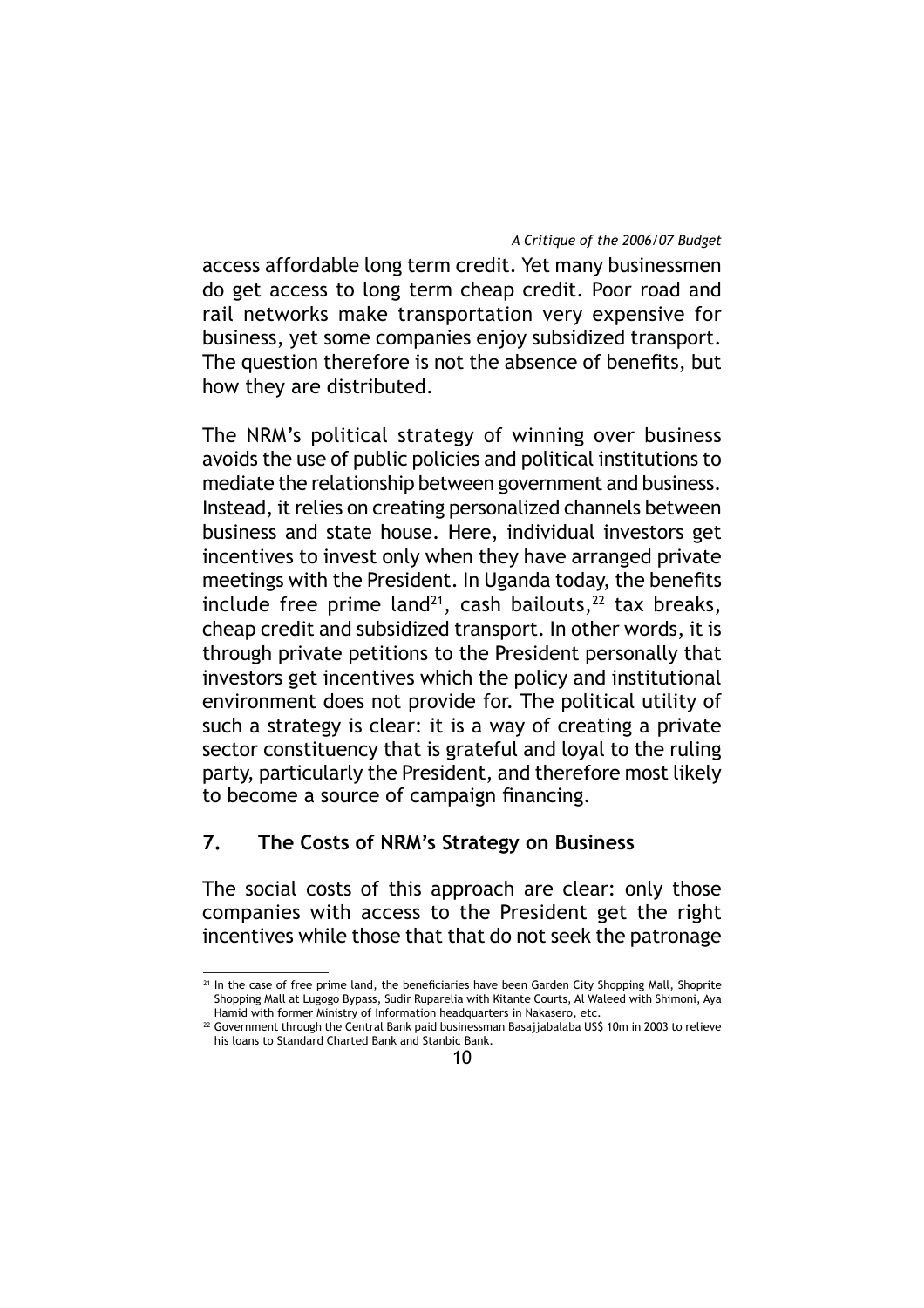access affordable long term credit. Yet many businessmen do get access to long term cheap credit. Poor road and rail networks make transportation very expensive for business, yet some companies enjoy subsidized transport. The question therefore is not the absence of benefits, but how they are distributed.

The NRM's political strategy of winning over business avoids the use of public policies and political institutions to mediate the relationship between government and business. Instead, it relies on creating personalized channels between business and state house. Here, individual investors get incentives to invest only when they have arranged private meetings with the President. In Uganda today, the benefits include free prime land[21], cash bailouts,[22] tax breaks, cheap credit and subsidized transport. In other words, it is through private petitions to the President personally that investors get incentives which the policy and institutional environment does not provide for. The political utility of such a strategy is clear: it is a way of creating a private sector constituency that is grateful and loyal to the ruling party, particularly the President, and therefore most likely to become a source of campaign financing.

## 7. The Costs of NRM's Strategy on Business

The social costs of this approach are clear: only those companies with access to the President get the right incentives while those that that do not seek the patronage

---

[21] In the case of free prime land, the beneficiaries have been Garden City Shopping Mall, Shoprite Shopping Mall at Lugogo Bypass, Sudir Ruparelia with Kitante Courts, Al Waleed with Shimoni, Aya Hamid with former Ministry of Information headquarters in Nakasero, etc.

[22] Government through the Central Bank paid businessman Basajjabalaba US$ 10m in 2003 to relieve his loans to Standard Charted Bank and Stanbic Bank.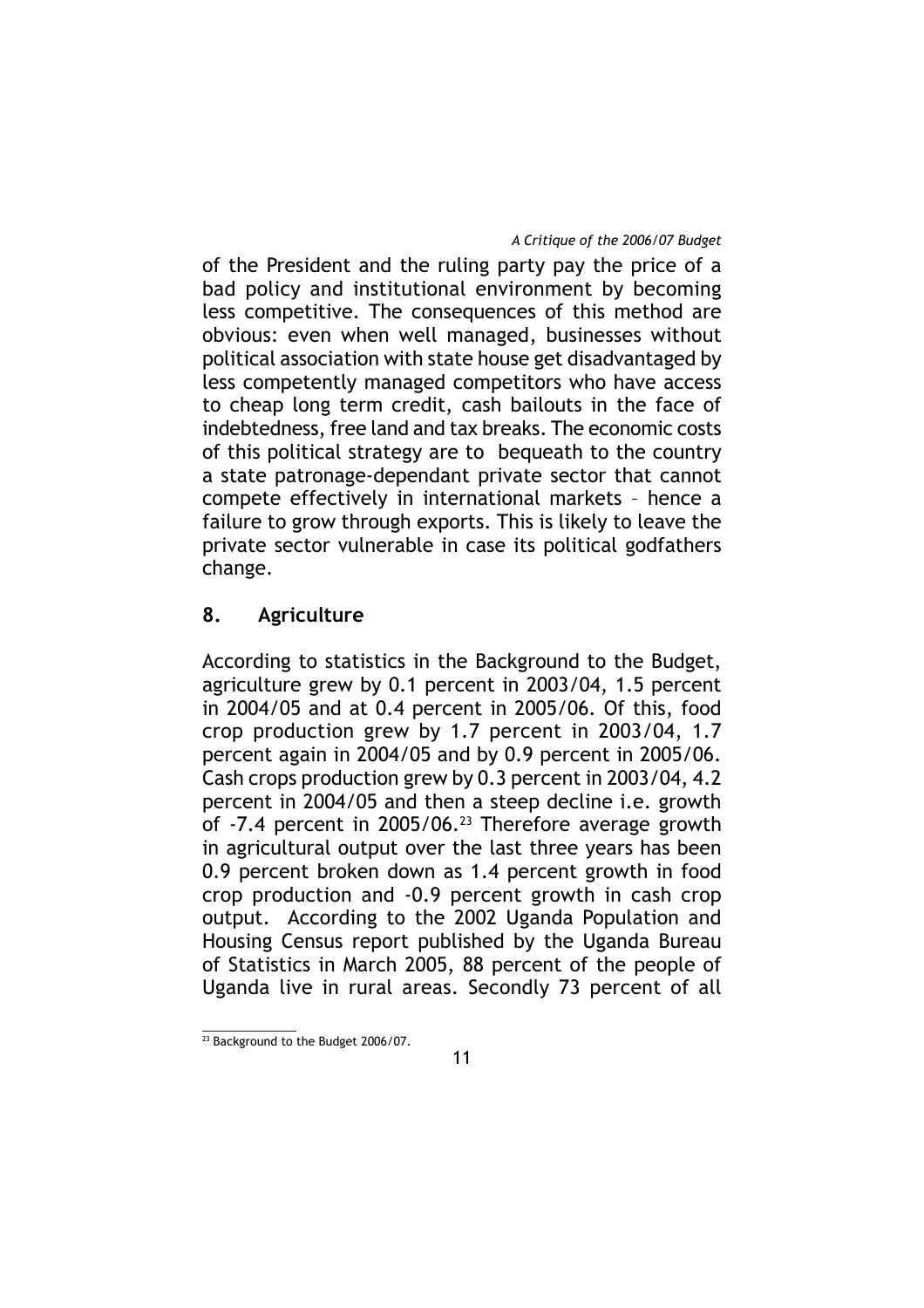of the President and the ruling party pay the price of a bad policy and institutional environment by becoming less competitive. The consequences of this method are obvious: even when well managed, businesses without political association with state house get disadvantaged by less competently managed competitors who have access to cheap long term credit, cash bailouts in the face of indebtedness, free land and tax breaks. The economic costs of this political strategy are to bequeath to the country a state patronage-dependant private sector that cannot compete effectively in international markets – hence a failure to grow through exports. This is likely to leave the private sector vulnerable in case its political godfathers change.

## 8. Agriculture

According to statistics in the Background to the Budget, agriculture grew by 0.1 percent in 2003/04, 1.5 percent in 2004/05 and at 0.4 percent in 2005/06. Of this, food crop production grew by 1.7 percent in 2003/04, 1.7 percent again in 2004/05 and by 0.9 percent in 2005/06. Cash crops production grew by 0.3 percent in 2003/04, 4.2 percent in 2004/05 and then a steep decline i.e. growth of -7.4 percent in 2005/06.[23] Therefore average growth in agricultural output over the last three years has been 0.9 percent broken down as 1.4 percent growth in food crop production and -0.9 percent growth in cash crop output. According to the 2002 Uganda Population and Housing Census report published by the Uganda Bureau of Statistics in March 2005, 88 percent of the people of Uganda live in rural areas. Secondly 73 percent of all

[23] Background to the Budget 2006/07.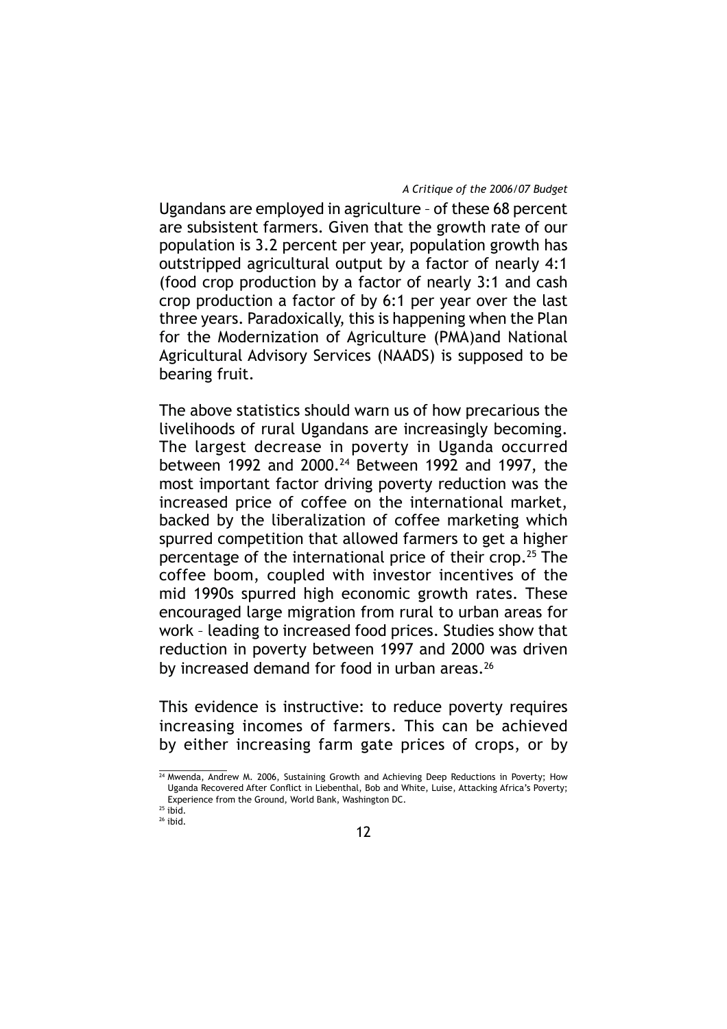Ugandans are employed in agriculture – of these 68 percent are subsistent farmers. Given that the growth rate of our population is 3.2 percent per year, population growth has outstripped agricultural output by a factor of nearly 4:1 (food crop production by a factor of nearly 3:1 and cash crop production a factor of by 6:1 per year over the last three years. Paradoxically, this is happening when the Plan for the Modernization of Agriculture (PMA)and National Agricultural Advisory Services (NAADS) is supposed to be bearing fruit.

The above statistics should warn us of how precarious the livelihoods of rural Ugandans are increasingly becoming. The largest decrease in poverty in Uganda occurred between 1992 and 2000.[24] Between 1992 and 1997, the most important factor driving poverty reduction was the increased price of coffee on the international market, backed by the liberalization of coffee marketing which spurred competition that allowed farmers to get a higher percentage of the international price of their crop.[25] The coffee boom, coupled with investor incentives of the mid 1990s spurred high economic growth rates. These encouraged large migration from rural to urban areas for work – leading to increased food prices. Studies show that reduction in poverty between 1997 and 2000 was driven by increased demand for food in urban areas.[26]

This evidence is instructive: to reduce poverty requires increasing incomes of farmers. This can be achieved by either increasing farm gate prices of crops, or by

---

[24] Mwenda, Andrew M. 2006, Sustaining Growth and Achieving Deep Reductions in Poverty; How Uganda Recovered After Conflict in Liebenthal, Bob and White, Luise, Attacking Africa's Poverty; Experience from the Ground, World Bank, Washington DC.

[25] ibid.

[26] ibid.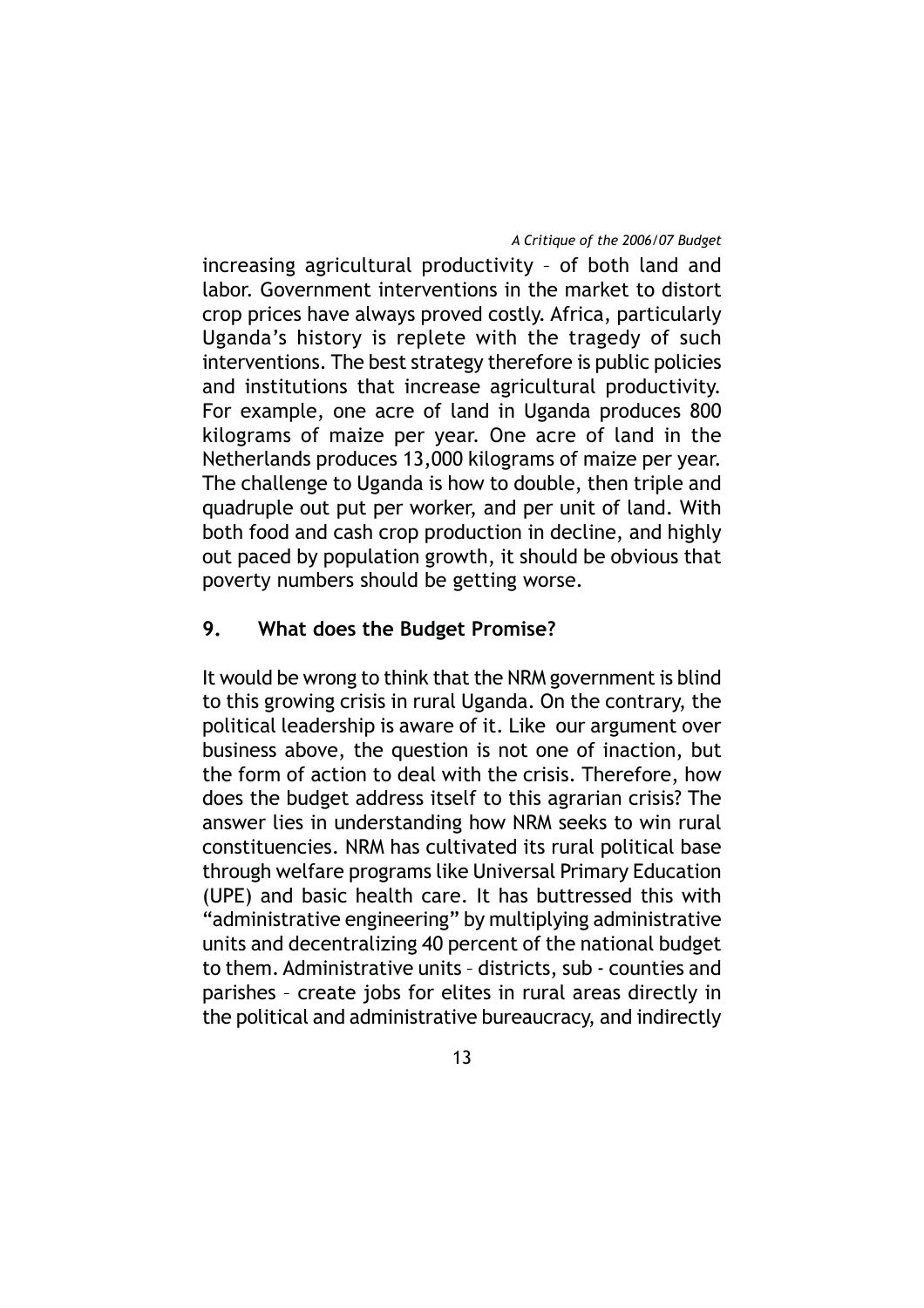increasing agricultural productivity – of both land and labor. Government interventions in the market to distort crop prices have always proved costly. Africa, particularly Uganda's history is replete with the tragedy of such interventions. The best strategy therefore is public policies and institutions that increase agricultural productivity. For example, one acre of land in Uganda produces 800 kilograms of maize per year. One acre of land in the Netherlands produces 13,000 kilograms of maize per year. The challenge to Uganda is how to double, then triple and quadruple out put per worker, and per unit of land. With both food and cash crop production in decline, and highly out paced by population growth, it should be obvious that poverty numbers should be getting worse.

## 9. What does the Budget Promise?

It would be wrong to think that the NRM government is blind to this growing crisis in rural Uganda. On the contrary, the political leadership is aware of it. Like our argument over business above, the question is not one of inaction, but the form of action to deal with the crisis. Therefore, how does the budget address itself to this agrarian crisis? The answer lies in understanding how NRM seeks to win rural constituencies. NRM has cultivated its rural political base through welfare programs like Universal Primary Education (UPE) and basic health care. It has buttressed this with "administrative engineering" by multiplying administrative units and decentralizing 40 percent of the national budget to them. Administrative units – districts, sub - counties and parishes – create jobs for elites in rural areas directly in the political and administrative bureaucracy, and indirectly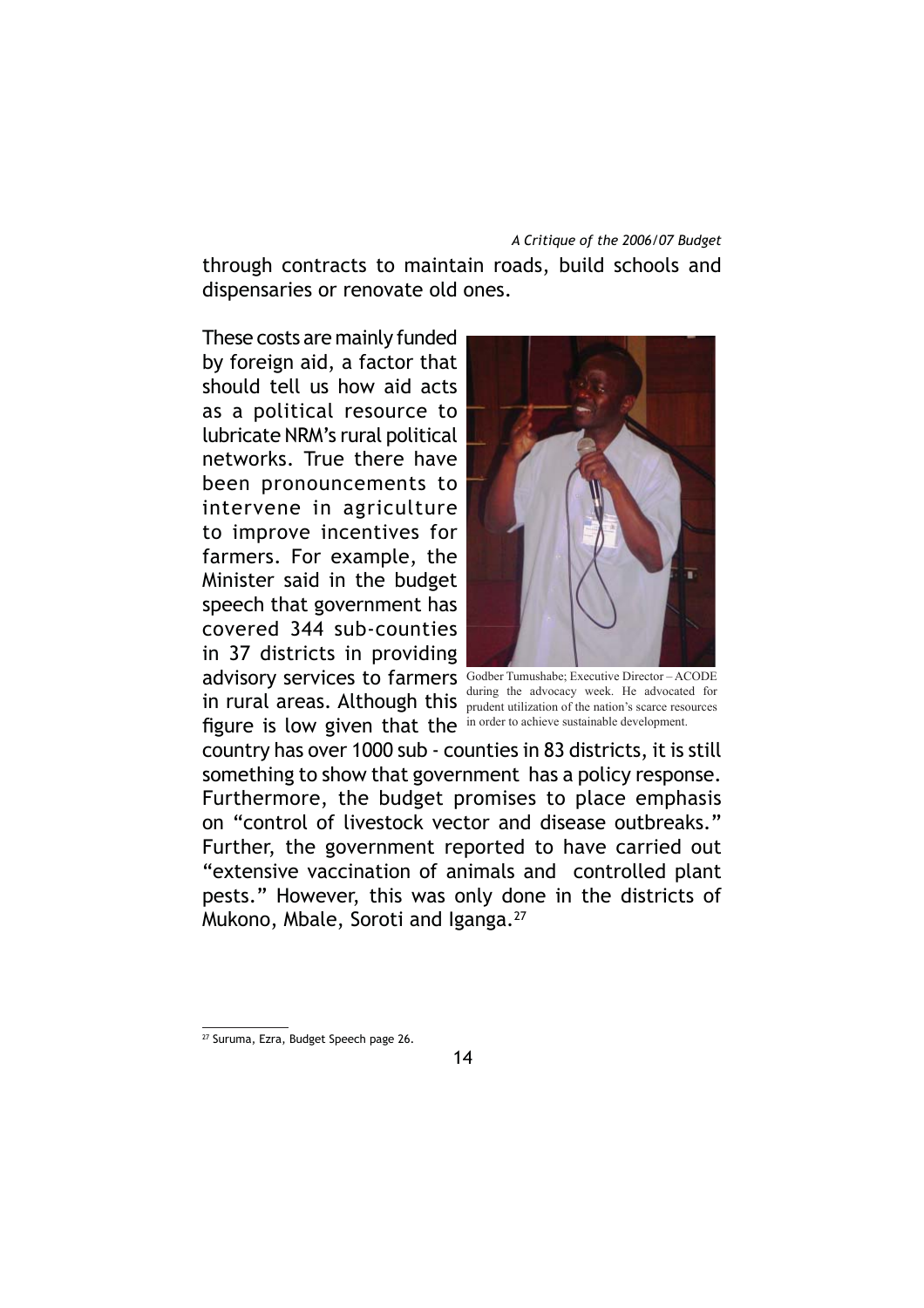through contracts to maintain roads, build schools and dispensaries or renovate old ones.

These costs are mainly funded by foreign aid, a factor that should tell us how aid acts as a political resource to lubricate NRM's rural political networks. True there have been pronouncements to intervene in agriculture to improve incentives for farmers. For example, the Minister said in the budget speech that government has covered 344 sub-counties in 37 districts in providing advisory services to farmers in rural areas. Although this figure is low given that the country has over 1000 sub - counties in 83 districts, it is still something to show that government has a policy response. Furthermore, the budget promises to place emphasis on "control of livestock vector and disease outbreaks." Further, the government reported to have carried out "extensive vaccination of animals and controlled plant pests." However, this was only done in the districts of Mukono, Mbale, Soroti and Iganga.[27]

Godber Tumushabe; Executive Director – ACODE during the advocacy week. He advocated for prudent utilization of the nation's scarce resources in order to achieve sustainable development.

[27] Suruma, Ezra, Budget Speech page 26.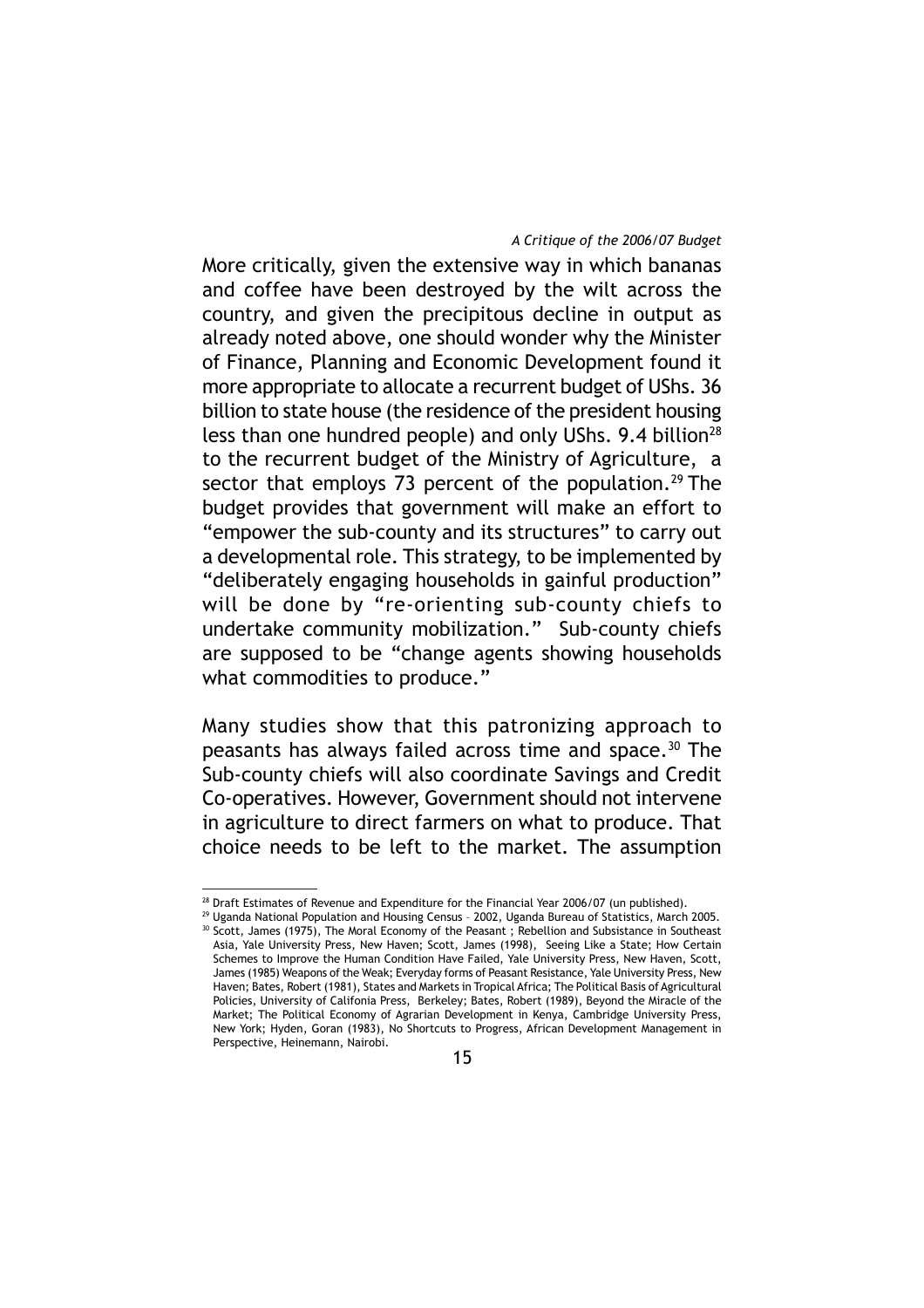More critically, given the extensive way in which bananas and coffee have been destroyed by the wilt across the country, and given the precipitous decline in output as already noted above, one should wonder why the Minister of Finance, Planning and Economic Development found it more appropriate to allocate a recurrent budget of UShs. 36 billion to state house (the residence of the president housing less than one hundred people) and only UShs. 9.4 billion[28] to the recurrent budget of the Ministry of Agriculture, a sector that employs 73 percent of the population.[29] The budget provides that government will make an effort to "empower the sub-county and its structures" to carry out a developmental role. This strategy, to be implemented by "deliberately engaging households in gainful production" will be done by "re-orienting sub-county chiefs to undertake community mobilization." Sub-county chiefs are supposed to be "change agents showing households what commodities to produce."

Many studies show that this patronizing approach to peasants has always failed across time and space.[30] The Sub-county chiefs will also coordinate Savings and Credit Co-operatives. However, Government should not intervene in agriculture to direct farmers on what to produce. That choice needs to be left to the market. The assumption

---

[28] Draft Estimates of Revenue and Expenditure for the Financial Year 2006/07 (un published).

[29] Uganda National Population and Housing Census – 2002, Uganda Bureau of Statistics, March 2005.

[30] Scott, James (1975), The Moral Economy of the Peasant ; Rebellion and Subsistance in Southeast Asia, Yale University Press, New Haven; Scott, James (1998), Seeing Like a State; How Certain Schemes to Improve the Human Condition Have Failed, Yale University Press, New Haven, Scott, James (1985) Weapons of the Weak; Everyday forms of Peasant Resistance, Yale University Press, New Haven; Bates, Robert (1981), States and Markets in Tropical Africa; The Political Basis of Agricultural Policies, University of Califonia Press, Berkeley; Bates, Robert (1989), Beyond the Miracle of the Market; The Political Economy of Agrarian Development in Kenya, Cambridge University Press, New York; Hyden, Goran (1983), No Shortcuts to Progress, African Development Management in Perspective, Heinemann, Nairobi.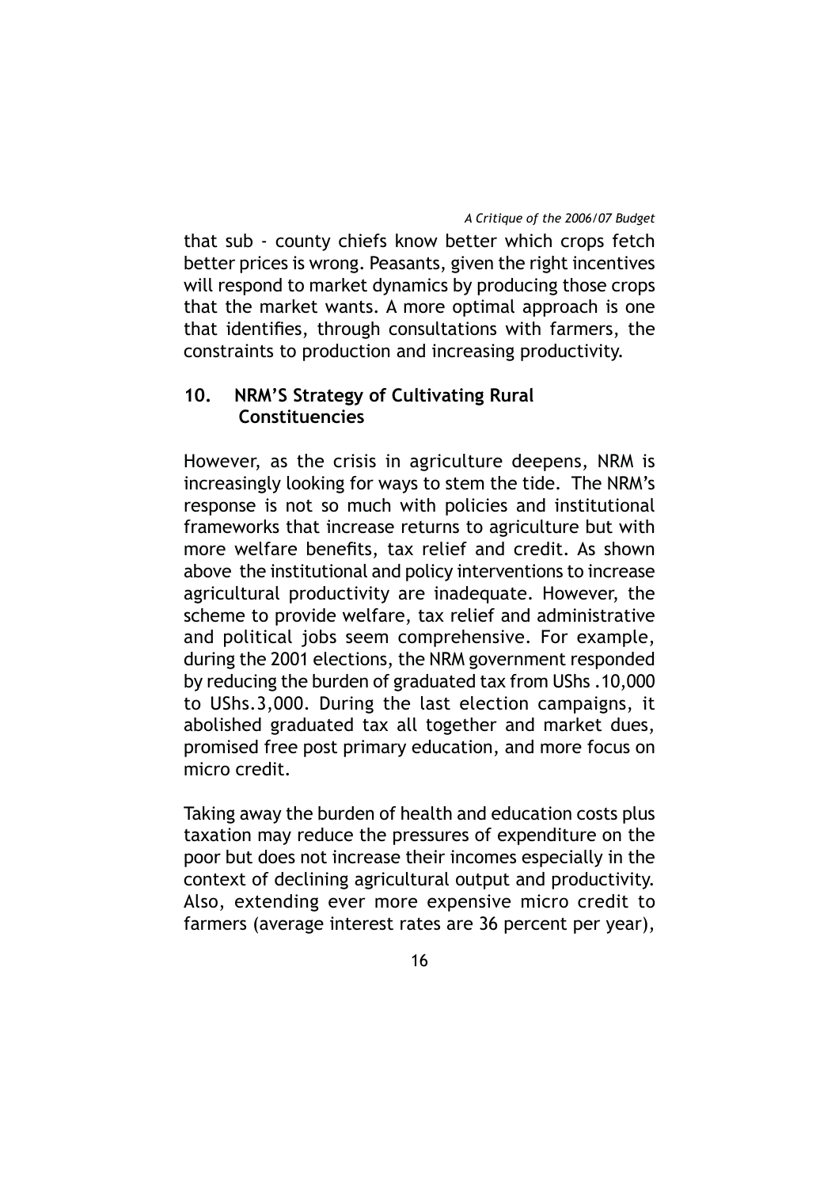that sub - county chiefs know better which crops fetch better prices is wrong. Peasants, given the right incentives will respond to market dynamics by producing those crops that the market wants. A more optimal approach is one that identifies, through consultations with farmers, the constraints to production and increasing productivity.

## 10. NRM'S Strategy of Cultivating Rural Constituencies

However, as the crisis in agriculture deepens, NRM is increasingly looking for ways to stem the tide. The NRM's response is not so much with policies and institutional frameworks that increase returns to agriculture but with more welfare benefits, tax relief and credit. As shown above the institutional and policy interventions to increase agricultural productivity are inadequate. However, the scheme to provide welfare, tax relief and administrative and political jobs seem comprehensive. For example, during the 2001 elections, the NRM government responded by reducing the burden of graduated tax from UShs .10,000 to UShs.3,000. During the last election campaigns, it abolished graduated tax all together and market dues, promised free post primary education, and more focus on micro credit.

Taking away the burden of health and education costs plus taxation may reduce the pressures of expenditure on the poor but does not increase their incomes especially in the context of declining agricultural output and productivity. Also, extending ever more expensive micro credit to farmers (average interest rates are 36 percent per year),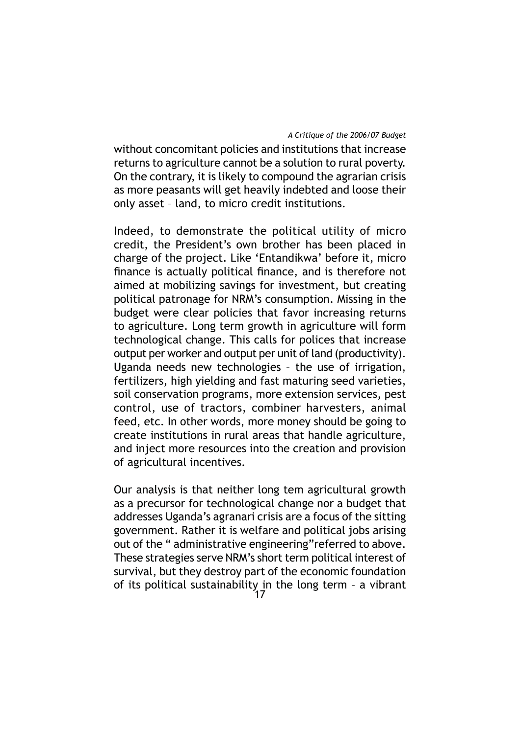without concomitant policies and institutions that increase returns to agriculture cannot be a solution to rural poverty. On the contrary, it is likely to compound the agrarian crisis as more peasants will get heavily indebted and loose their only asset – land, to micro credit institutions.

Indeed, to demonstrate the political utility of micro credit, the President's own brother has been placed in charge of the project. Like 'Entandikwa' before it, micro finance is actually political finance, and is therefore not aimed at mobilizing savings for investment, but creating political patronage for NRM's consumption. Missing in the budget were clear policies that favor increasing returns to agriculture. Long term growth in agriculture will form technological change. This calls for polices that increase output per worker and output per unit of land (productivity). Uganda needs new technologies – the use of irrigation, fertilizers, high yielding and fast maturing seed varieties, soil conservation programs, more extension services, pest control, use of tractors, combiner harvesters, animal feed, etc. In other words, more money should be going to create institutions in rural areas that handle agriculture, and inject more resources into the creation and provision of agricultural incentives.

Our analysis is that neither long tem agricultural growth as a precursor for technological change nor a budget that addresses Uganda's agranari crisis are a focus of the sitting government. Rather it is welfare and political jobs arising out of the " administrative engineering"referred to above. These strategies serve NRM's short term political interest of survival, but they destroy part of the economic foundation of its political sustainability in the long term – a vibrant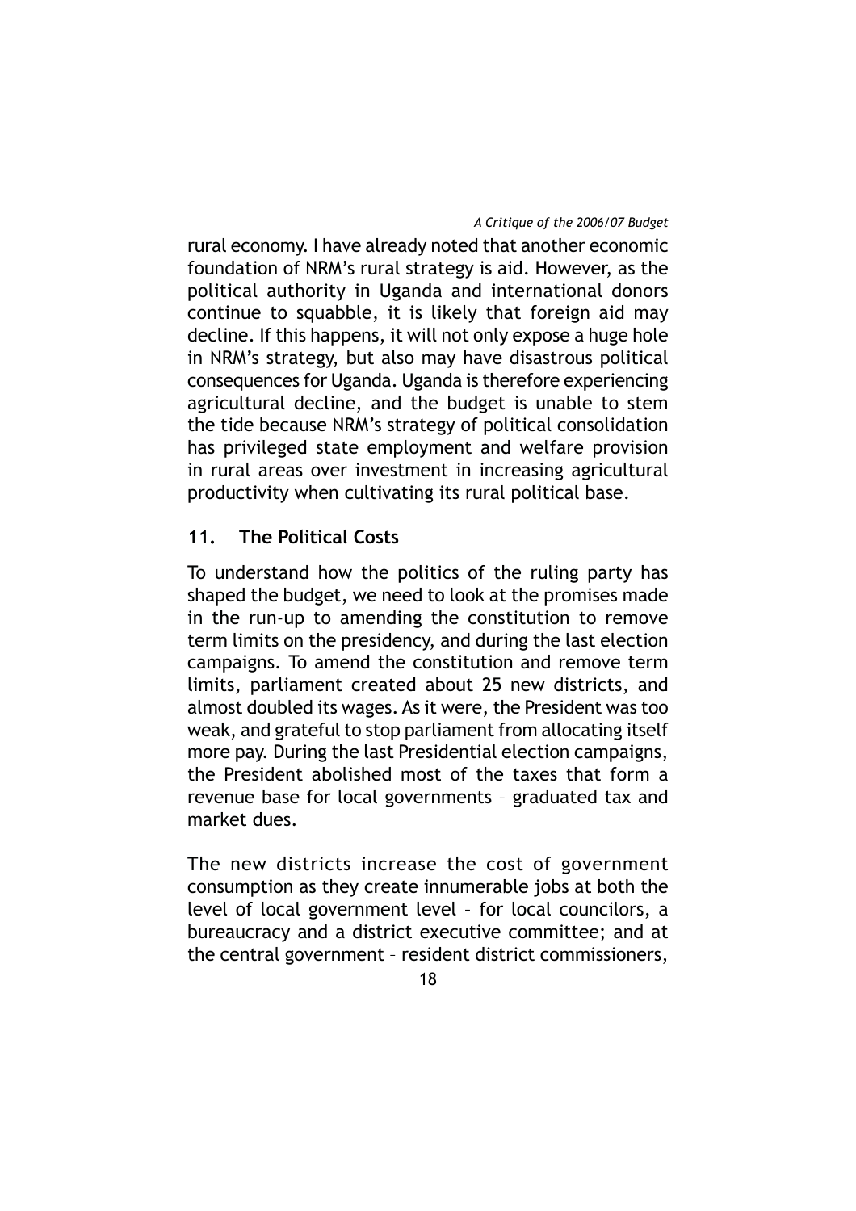rural economy. I have already noted that another economic foundation of NRM's rural strategy is aid. However, as the political authority in Uganda and international donors continue to squabble, it is likely that foreign aid may decline. If this happens, it will not only expose a huge hole in NRM's strategy, but also may have disastrous political consequences for Uganda. Uganda is therefore experiencing agricultural decline, and the budget is unable to stem the tide because NRM's strategy of political consolidation has privileged state employment and welfare provision in rural areas over investment in increasing agricultural productivity when cultivating its rural political base.

## 11. The Political Costs

To understand how the politics of the ruling party has shaped the budget, we need to look at the promises made in the run-up to amending the constitution to remove term limits on the presidency, and during the last election campaigns. To amend the constitution and remove term limits, parliament created about 25 new districts, and almost doubled its wages. As it were, the President was too weak, and grateful to stop parliament from allocating itself more pay. During the last Presidential election campaigns, the President abolished most of the taxes that form a revenue base for local governments – graduated tax and market dues.

The new districts increase the cost of government consumption as they create innumerable jobs at both the level of local government level – for local councilors, a bureaucracy and a district executive committee; and at the central government – resident district commissioners,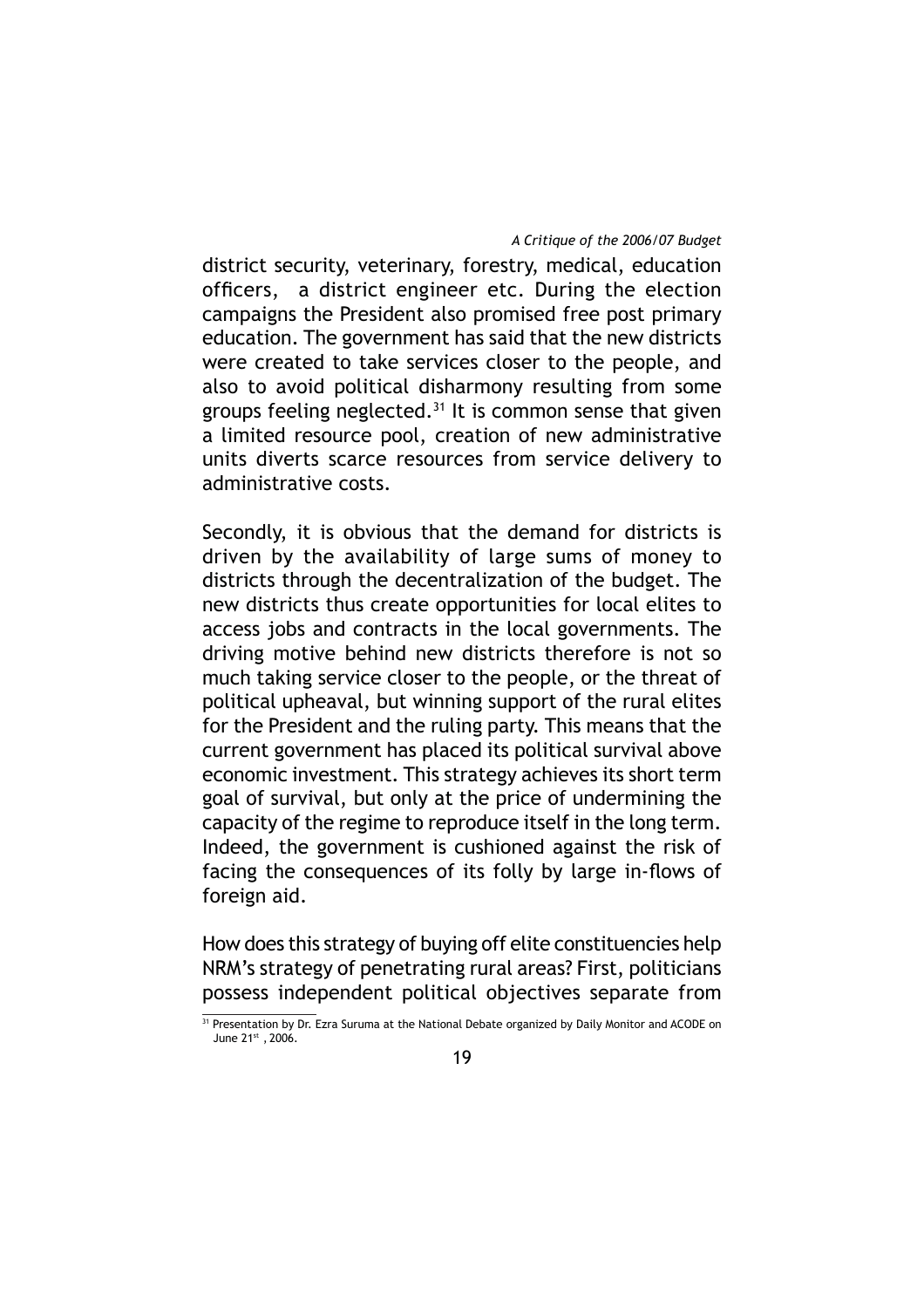district security, veterinary, forestry, medical, education officers, a district engineer etc. During the election campaigns the President also promised free post primary education. The government has said that the new districts were created to take services closer to the people, and also to avoid political disharmony resulting from some groups feeling neglected.[31] It is common sense that given a limited resource pool, creation of new administrative units diverts scarce resources from service delivery to administrative costs.

Secondly, it is obvious that the demand for districts is driven by the availability of large sums of money to districts through the decentralization of the budget. The new districts thus create opportunities for local elites to access jobs and contracts in the local governments. The driving motive behind new districts therefore is not so much taking service closer to the people, or the threat of political upheaval, but winning support of the rural elites for the President and the ruling party. This means that the current government has placed its political survival above economic investment. This strategy achieves its short term goal of survival, but only at the price of undermining the capacity of the regime to reproduce itself in the long term. Indeed, the government is cushioned against the risk of facing the consequences of its folly by large in-flows of foreign aid.

How does this strategy of buying off elite constituencies help NRM's strategy of penetrating rural areas? First, politicians possess independent political objectives separate from

[31] Presentation by Dr. Ezra Suruma at the National Debate organized by Daily Monitor and ACODE on June 21st, 2006.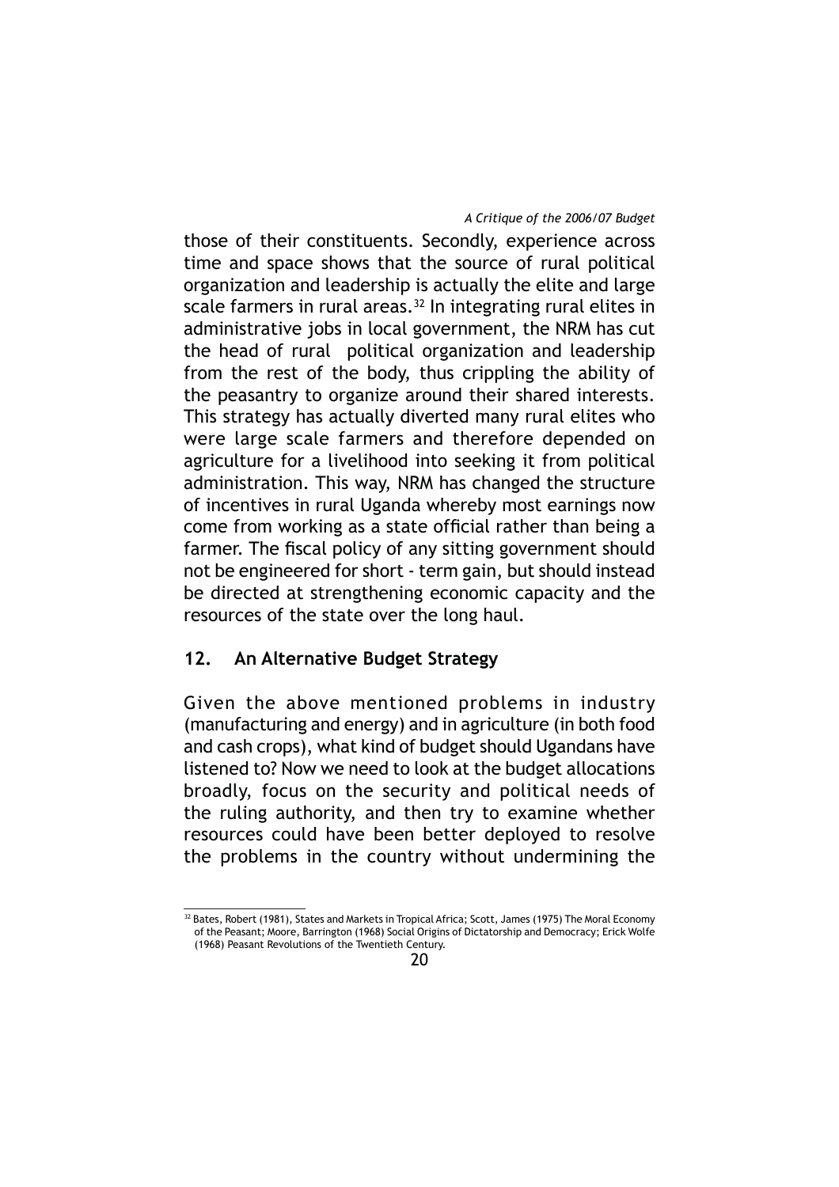those of their constituents. Secondly, experience across time and space shows that the source of rural political organization and leadership is actually the elite and large scale farmers in rural areas.[32] In integrating rural elites in administrative jobs in local government, the NRM has cut the head of rural political organization and leadership from the rest of the body, thus crippling the ability of the peasantry to organize around their shared interests. This strategy has actually diverted many rural elites who were large scale farmers and therefore depended on agriculture for a livelihood into seeking it from political administration. This way, NRM has changed the structure of incentives in rural Uganda whereby most earnings now come from working as a state official rather than being a farmer. The fiscal policy of any sitting government should not be engineered for short - term gain, but should instead be directed at strengthening economic capacity and the resources of the state over the long haul.

## 12. An Alternative Budget Strategy

Given the above mentioned problems in industry (manufacturing and energy) and in agriculture (in both food and cash crops), what kind of budget should Ugandans have listened to? Now we need to look at the budget allocations broadly, focus on the security and political needs of the ruling authority, and then try to examine whether resources could have been better deployed to resolve the problems in the country without undermining the

---

[32] Bates, Robert (1981), States and Markets in Tropical Africa; Scott, James (1975) The Moral Economy of the Peasant; Moore, Barrington (1968) Social Origins of Dictatorship and Democracy; Erick Wolfe (1968) Peasant Revolutions of the Twentieth Century.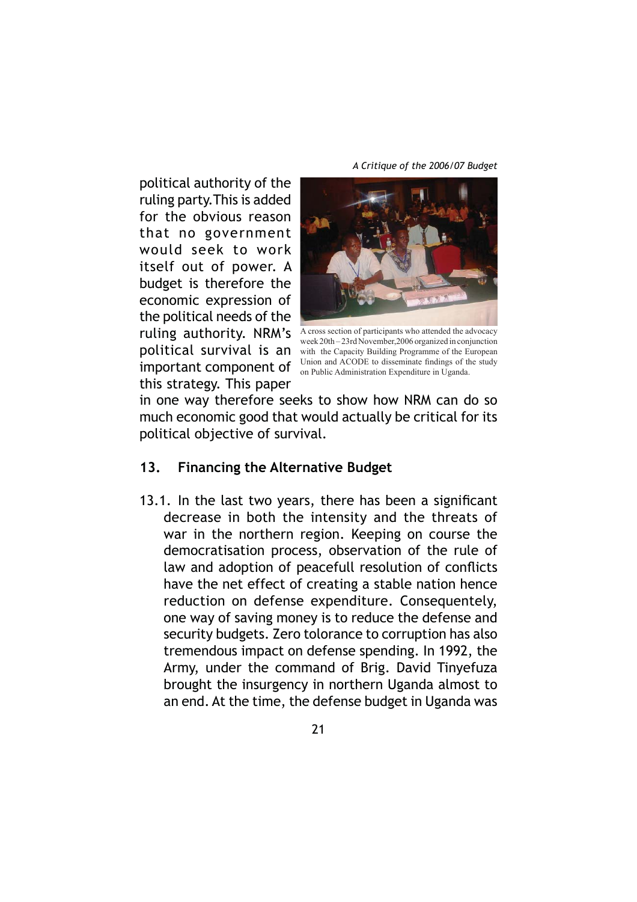political authority of the ruling party. This is added for the obvious reason that no government would seek to work itself out of power. A budget is therefore the economic expression of the political needs of the ruling authority. NRM's political survival is an important component of this strategy. This paper in one way therefore seeks to show how NRM can do so much economic good that would actually be critical for its political objective of survival.

A cross section of participants who attended the advocacy week 20th – 23rd November,2006 organized in conjunction with the Capacity Building Programme of the European Union and ACODE to disseminate findings of the study on Public Administration Expenditure in Uganda.

## 13. Financing the Alternative Budget

13.1. In the last two years, there has been a significant decrease in both the intensity and the threats of war in the northern region. Keeping on course the democratisation process, observation of the rule of law and adoption of peacefull resolution of conflicts have the net effect of creating a stable nation hence reduction on defense expenditure. Consequentely, one way of saving money is to reduce the defense and security budgets. Zero tolorance to corruption has also tremendous impact on defense spending. In 1992, the Army, under the command of Brig. David Tinyefuza brought the insurgency in northern Uganda almost to an end. At the time, the defense budget in Uganda was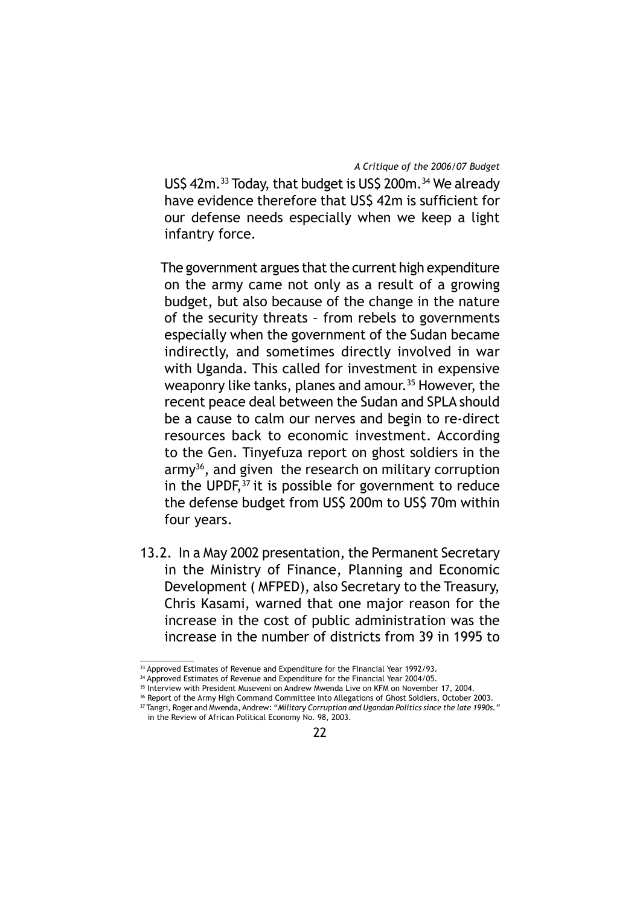US$ 42m.[33] Today, that budget is US$ 200m.[34] We already have evidence therefore that US$ 42m is sufficient for our defense needs especially when we keep a light infantry force.

The government argues that the current high expenditure on the army came not only as a result of a growing budget, but also because of the change in the nature of the security threats – from rebels to governments especially when the government of the Sudan became indirectly, and sometimes directly involved in war with Uganda. This called for investment in expensive weaponry like tanks, planes and amour.[35] However, the recent peace deal between the Sudan and SPLA should be a cause to calm our nerves and begin to re-direct resources back to economic investment. According to the Gen. Tinyefuza report on ghost soldiers in the army[36], and given the research on military corruption in the UPDF,[37] it is possible for government to reduce the defense budget from US$ 200m to US$ 70m within four years.

13.2. In a May 2002 presentation, the Permanent Secretary in the Ministry of Finance, Planning and Economic Development ( MFPED), also Secretary to the Treasury, Chris Kasami, warned that one major reason for the increase in the cost of public administration was the increase in the number of districts from 39 in 1995 to

---

[33] Approved Estimates of Revenue and Expenditure for the Financial Year 1992/93.

[34] Approved Estimates of Revenue and Expenditure for the Financial Year 2004/05.

[35] Interview with President Museveni on Andrew Mwenda Live on KFM on November 17, 2004.

[36] Report of the Army High Command Committee into Allegations of Ghost Soldiers, October 2003.

[37] Tangri, Roger and Mwenda, Andrew: "*Military Corruption and Ugandan Politics since the late 1990s.*" in the Review of African Political Economy No. 98, 2003.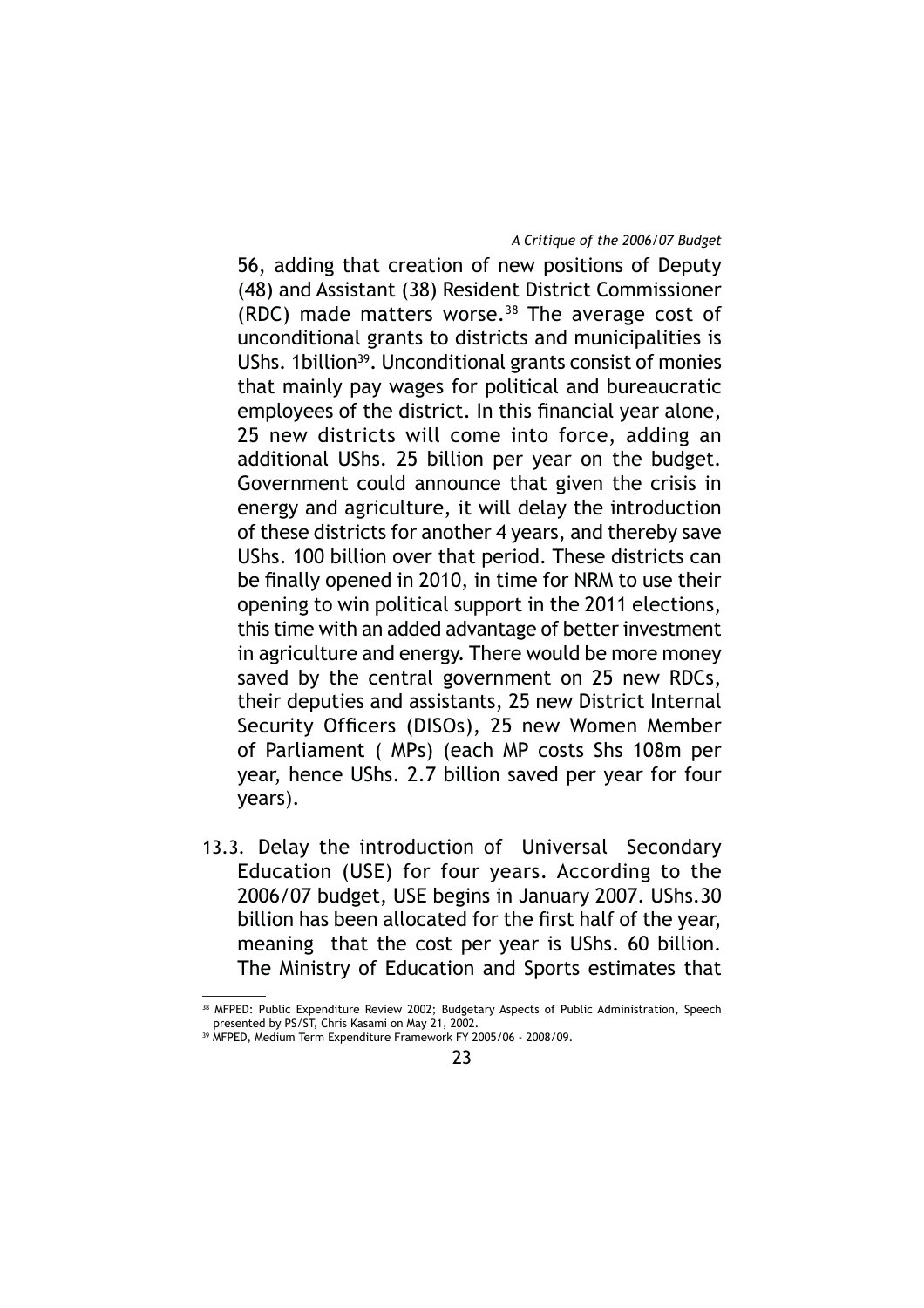56, adding that creation of new positions of Deputy (48) and Assistant (38) Resident District Commissioner (RDC) made matters worse.[38] The average cost of unconditional grants to districts and municipalities is UShs. 1billion[39]. Unconditional grants consist of monies that mainly pay wages for political and bureaucratic employees of the district. In this financial year alone, 25 new districts will come into force, adding an additional UShs. 25 billion per year on the budget. Government could announce that given the crisis in energy and agriculture, it will delay the introduction of these districts for another 4 years, and thereby save UShs. 100 billion over that period. These districts can be finally opened in 2010, in time for NRM to use their opening to win political support in the 2011 elections, this time with an added advantage of better investment in agriculture and energy. There would be more money saved by the central government on 25 new RDCs, their deputies and assistants, 25 new District Internal Security Officers (DISOs), 25 new Women Member of Parliament ( MPs) (each MP costs Shs 108m per year, hence UShs. 2.7 billion saved per year for four years).

13.3. Delay the introduction of Universal Secondary Education (USE) for four years. According to the 2006/07 budget, USE begins in January 2007. UShs.30 billion has been allocated for the first half of the year, meaning that the cost per year is UShs. 60 billion. The Ministry of Education and Sports estimates that

---

[38] MFPED: Public Expenditure Review 2002; Budgetary Aspects of Public Administration, Speech presented by PS/ST, Chris Kasami on May 21, 2002.

[39] MFPED, Medium Term Expenditure Framework FY 2005/06 - 2008/09.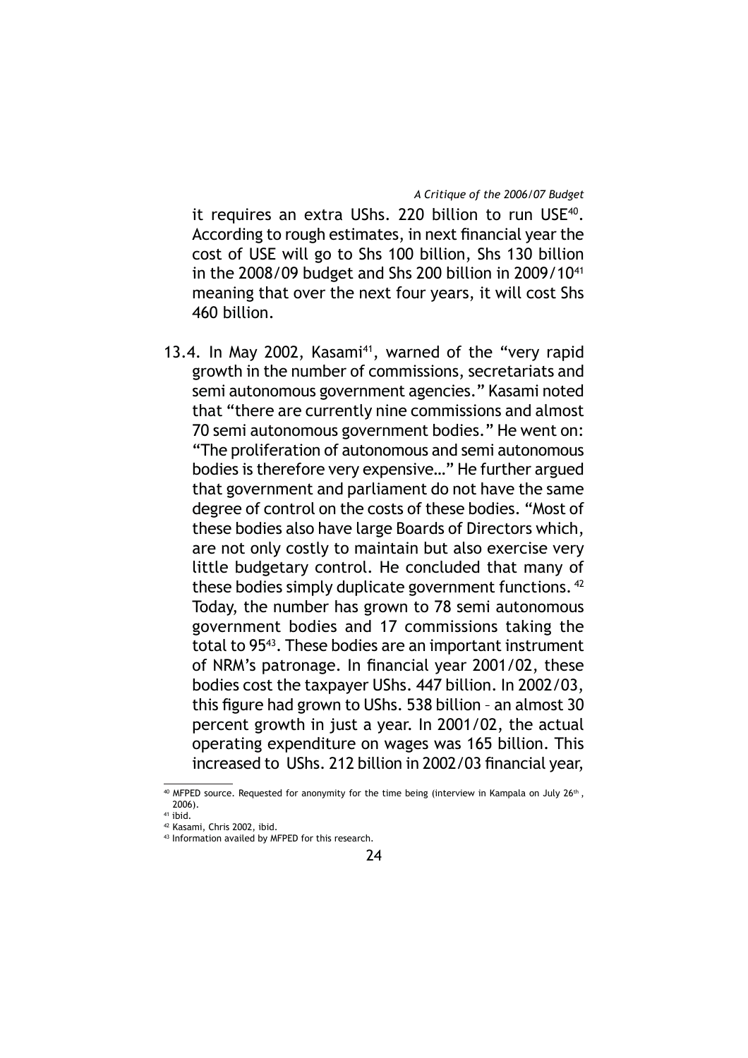it requires an extra UShs. 220 billion to run USE[40]. According to rough estimates, in next financial year the cost of USE will go to Shs 100 billion, Shs 130 billion in the 2008/09 budget and Shs 200 billion in 2009/10[41] meaning that over the next four years, it will cost Shs 460 billion.

13.4. In May 2002, Kasami[41], warned of the "very rapid growth in the number of commissions, secretariats and semi autonomous government agencies." Kasami noted that "there are currently nine commissions and almost 70 semi autonomous government bodies." He went on: "The proliferation of autonomous and semi autonomous bodies is therefore very expensive…" He further argued that government and parliament do not have the same degree of control on the costs of these bodies. "Most of these bodies also have large Boards of Directors which, are not only costly to maintain but also exercise very little budgetary control. He concluded that many of these bodies simply duplicate government functions. [42] Today, the number has grown to 78 semi autonomous government bodies and 17 commissions taking the total to 95[43]. These bodies are an important instrument of NRM's patronage. In financial year 2001/02, these bodies cost the taxpayer UShs. 447 billion. In 2002/03, this figure had grown to UShs. 538 billion – an almost 30 percent growth in just a year. In 2001/02, the actual operating expenditure on wages was 165 billion. This increased to UShs. 212 billion in 2002/03 financial year,

---

[40] MFPED source. Requested for anonymity for the time being (interview in Kampala on July 26th, 2006).

[41] ibid.

[42] Kasami, Chris 2002, ibid.

[43] Information availed by MFPED for this research.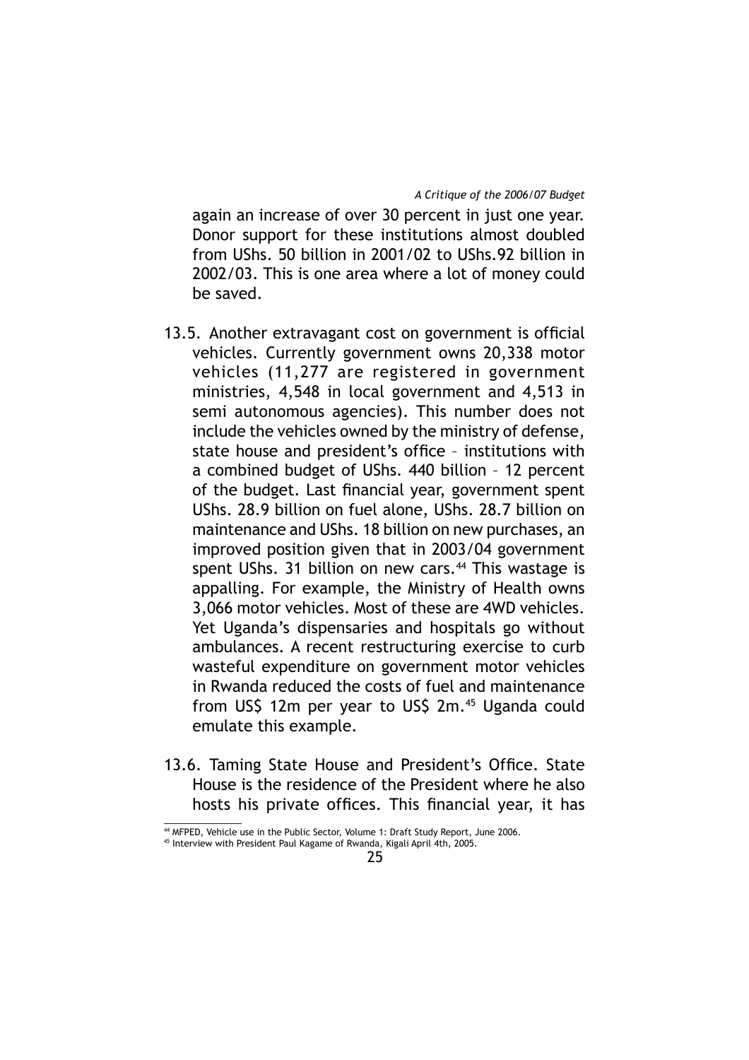again an increase of over 30 percent in just one year. Donor support for these institutions almost doubled from UShs. 50 billion in 2001/02 to UShs.92 billion in 2002/03. This is one area where a lot of money could be saved.

13.5. Another extravagant cost on government is official vehicles. Currently government owns 20,338 motor vehicles (11,277 are registered in government ministries, 4,548 in local government and 4,513 in semi autonomous agencies). This number does not include the vehicles owned by the ministry of defense, state house and president's office – institutions with a combined budget of UShs. 440 billion – 12 percent of the budget. Last financial year, government spent UShs. 28.9 billion on fuel alone, UShs. 28.7 billion on maintenance and UShs. 18 billion on new purchases, an improved position given that in 2003/04 government spent UShs. 31 billion on new cars.[44] This wastage is appalling. For example, the Ministry of Health owns 3,066 motor vehicles. Most of these are 4WD vehicles. Yet Uganda's dispensaries and hospitals go without ambulances. A recent restructuring exercise to curb wasteful expenditure on government motor vehicles in Rwanda reduced the costs of fuel and maintenance from US$ 12m per year to US$ 2m.[45] Uganda could emulate this example.

13.6. Taming State House and President's Office. State House is the residence of the President where he also hosts his private offices. This financial year, it has

[44] MFPED, Vehicle use in the Public Sector, Volume 1: Draft Study Report, June 2006.

[45] Interview with President Paul Kagame of Rwanda, Kigali April 4th, 2005.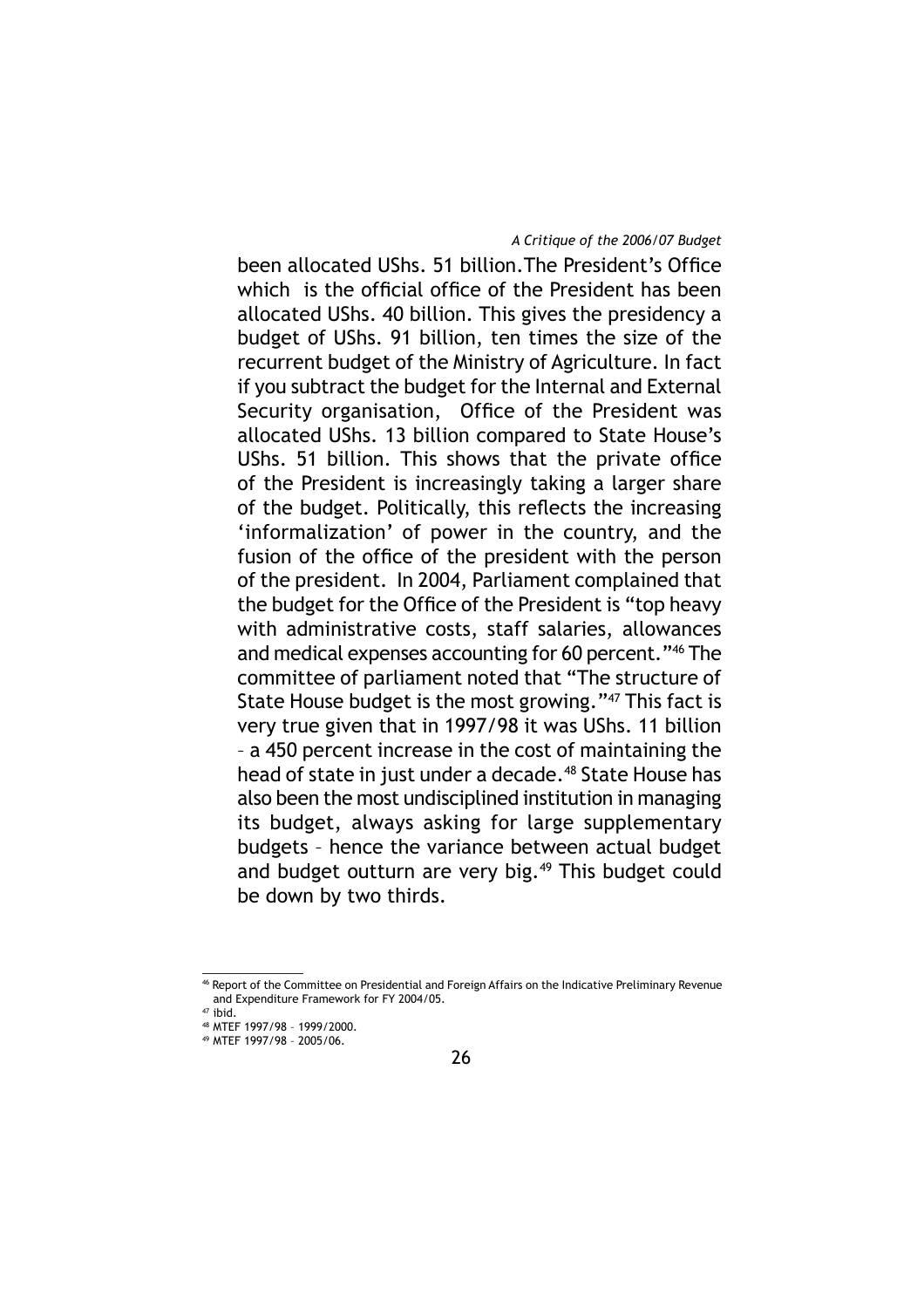been allocated UShs. 51 billion.The President's Office which is the official office of the President has been allocated UShs. 40 billion. This gives the presidency a budget of UShs. 91 billion, ten times the size of the recurrent budget of the Ministry of Agriculture. In fact if you subtract the budget for the Internal and External Security organisation, Office of the President was allocated UShs. 13 billion compared to State House's UShs. 51 billion. This shows that the private office of the President is increasingly taking a larger share of the budget. Politically, this reflects the increasing 'informalization' of power in the country, and the fusion of the office of the president with the person of the president. In 2004, Parliament complained that the budget for the Office of the President is "top heavy with administrative costs, staff salaries, allowances and medical expenses accounting for 60 percent."[46] The committee of parliament noted that "The structure of State House budget is the most growing."[47] This fact is very true given that in 1997/98 it was UShs. 11 billion – a 450 percent increase in the cost of maintaining the head of state in just under a decade.[48] State House has also been the most undisciplined institution in managing its budget, always asking for large supplementary budgets – hence the variance between actual budget and budget outturn are very big.[49] This budget could be down by two thirds.

---

[46] Report of the Committee on Presidential and Foreign Affairs on the Indicative Preliminary Revenue and Expenditure Framework for FY 2004/05.

[47] ibid.

[48] MTEF 1997/98 – 1999/2000.

[49] MTEF 1997/98 – 2005/06.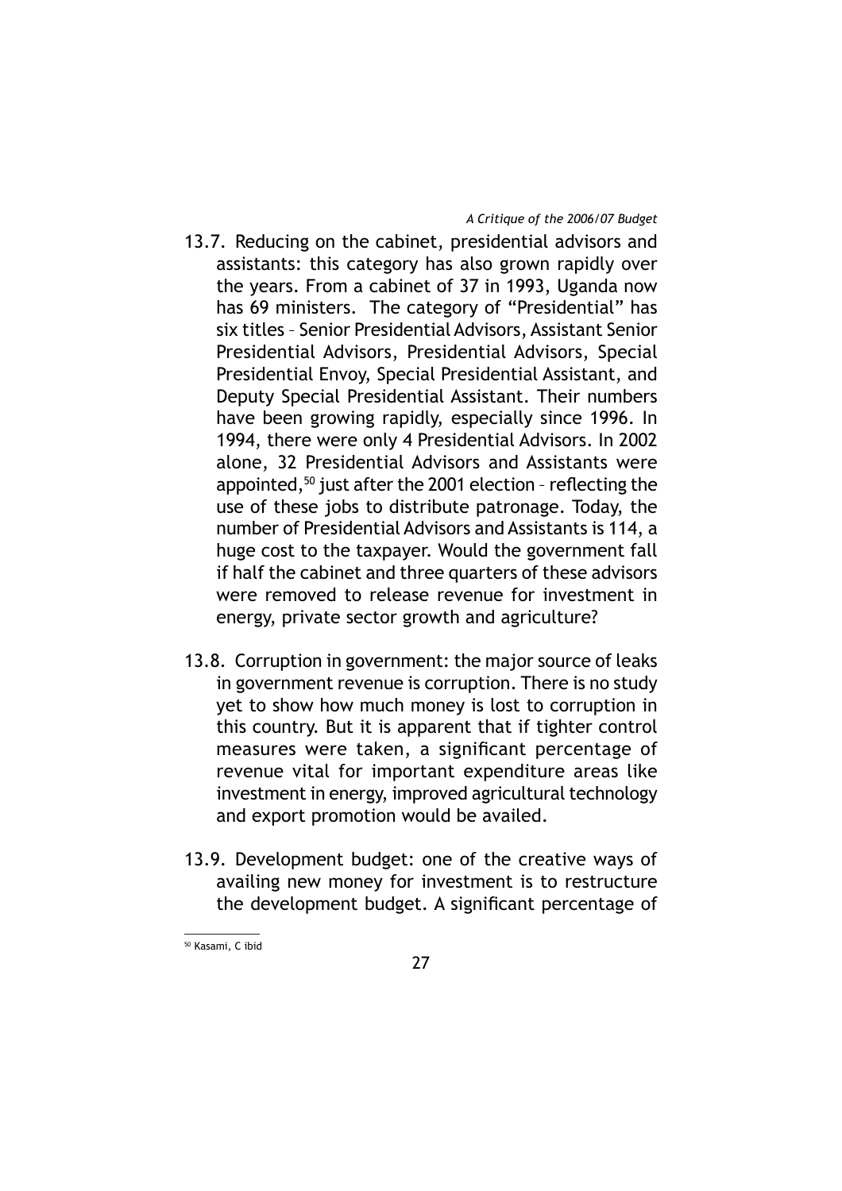13.7. Reducing on the cabinet, presidential advisors and assistants: this category has also grown rapidly over the years. From a cabinet of 37 in 1993, Uganda now has 69 ministers. The category of "Presidential" has six titles – Senior Presidential Advisors, Assistant Senior Presidential Advisors, Presidential Advisors, Special Presidential Envoy, Special Presidential Assistant, and Deputy Special Presidential Assistant. Their numbers have been growing rapidly, especially since 1996. In 1994, there were only 4 Presidential Advisors. In 2002 alone, 32 Presidential Advisors and Assistants were appointed,[50] just after the 2001 election – reflecting the use of these jobs to distribute patronage. Today, the number of Presidential Advisors and Assistants is 114, a huge cost to the taxpayer. Would the government fall if half the cabinet and three quarters of these advisors were removed to release revenue for investment in energy, private sector growth and agriculture?

13.8. Corruption in government: the major source of leaks in government revenue is corruption. There is no study yet to show how much money is lost to corruption in this country. But it is apparent that if tighter control measures were taken, a significant percentage of revenue vital for important expenditure areas like investment in energy, improved agricultural technology and export promotion would be availed.

13.9. Development budget: one of the creative ways of availing new money for investment is to restructure the development budget. A significant percentage of

---

[50] Kasami, C ibid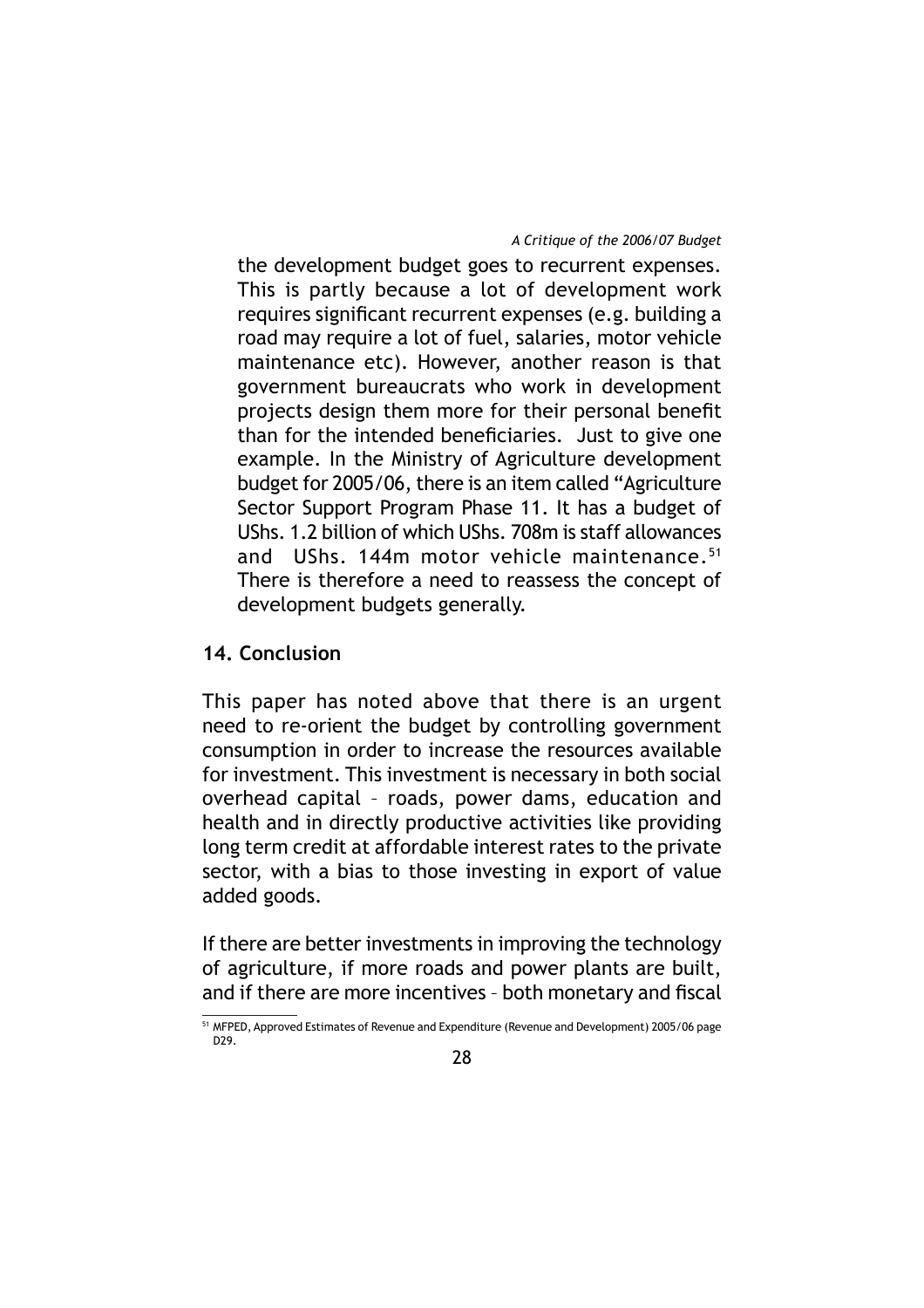the development budget goes to recurrent expenses. This is partly because a lot of development work requires significant recurrent expenses (e.g. building a road may require a lot of fuel, salaries, motor vehicle maintenance etc). However, another reason is that government bureaucrats who work in development projects design them more for their personal benefit than for the intended beneficiaries. Just to give one example. In the Ministry of Agriculture development budget for 2005/06, there is an item called "Agriculture Sector Support Program Phase 11. It has a budget of UShs. 1.2 billion of which UShs. 708m is staff allowances and UShs. 144m motor vehicle maintenance.[51] There is therefore a need to reassess the concept of development budgets generally.

## 14. Conclusion

This paper has noted above that there is an urgent need to re-orient the budget by controlling government consumption in order to increase the resources available for investment. This investment is necessary in both social overhead capital – roads, power dams, education and health and in directly productive activities like providing long term credit at affordable interest rates to the private sector, with a bias to those investing in export of value added goods.

If there are better investments in improving the technology of agriculture, if more roads and power plants are built, and if there are more incentives – both monetary and fiscal

[51] MFPED, Approved Estimates of Revenue and Expenditure (Revenue and Development) 2005/06 page D29.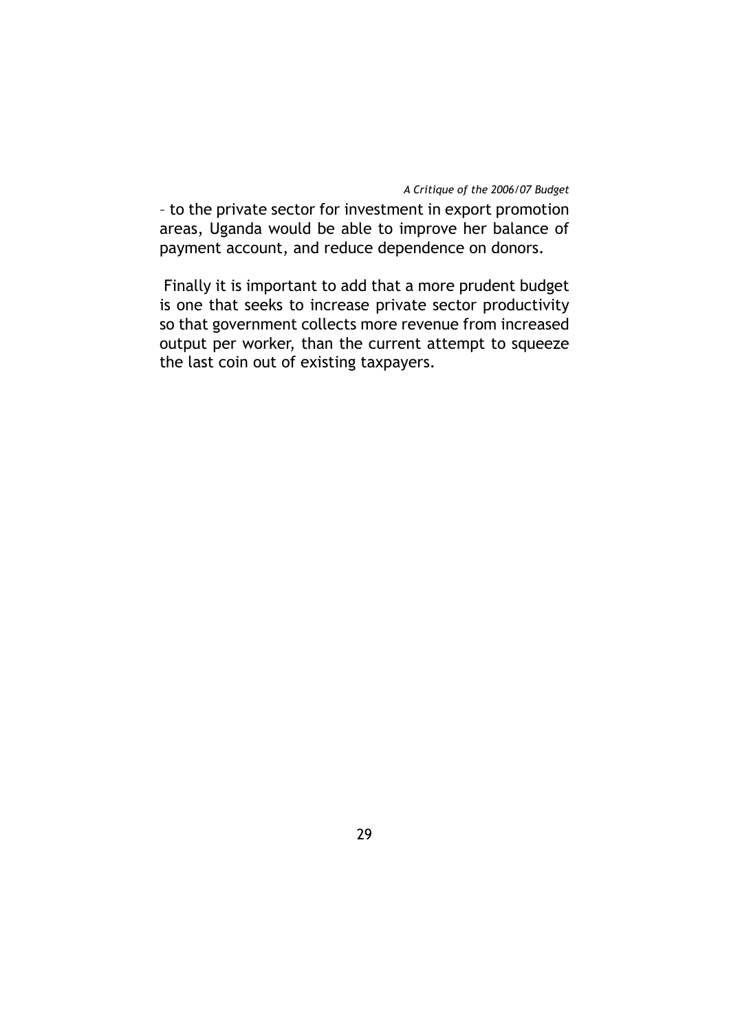– to the private sector for investment in export promotion areas, Uganda would be able to improve her balance of payment account, and reduce dependence on donors.

Finally it is important to add that a more prudent budget is one that seeks to increase private sector productivity so that government collects more revenue from increased output per worker, than the current attempt to squeeze the last coin out of existing taxpayers.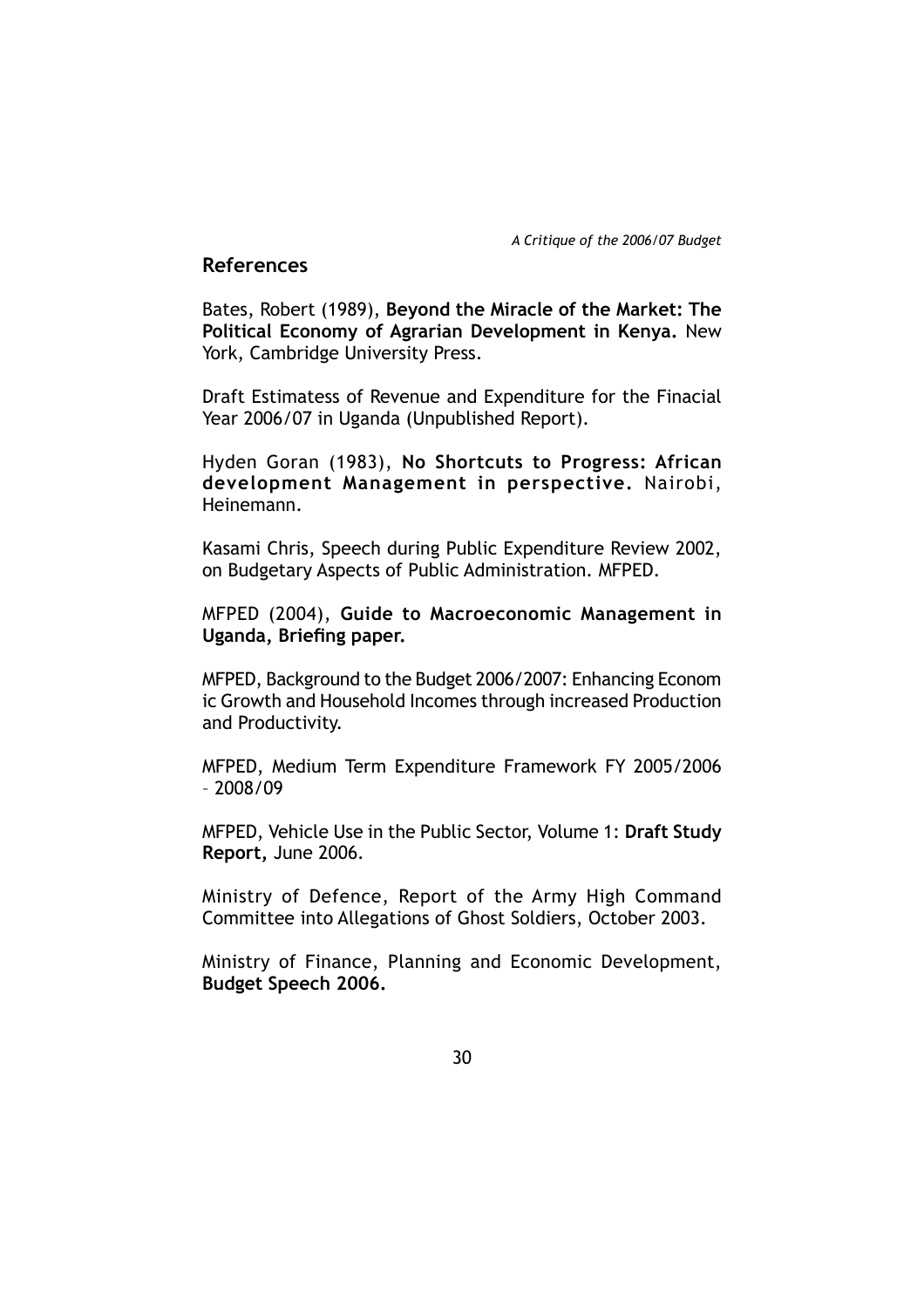## References

Bates, Robert (1989), **Beyond the Miracle of the Market: The Political Economy of Agrarian Development in Kenya.** New York, Cambridge University Press.

Draft Estimatess of Revenue and Expenditure for the Finacial Year 2006/07 in Uganda (Unpublished Report).

Hyden Goran (1983), **No Shortcuts to Progress: African development Management in perspective.** Nairobi, Heinemann.

Kasami Chris, Speech during Public Expenditure Review 2002, on Budgetary Aspects of Public Administration. MFPED.

MFPED (2004), **Guide to Macroeconomic Management in Uganda, Briefing paper.**

MFPED, Background to the Budget 2006/2007: Enhancing Econom ic Growth and Household Incomes through increased Production and Productivity.

MFPED, Medium Term Expenditure Framework FY 2005/2006 – 2008/09

MFPED, Vehicle Use in the Public Sector, Volume 1: **Draft Study Report,** June 2006.

Ministry of Defence, Report of the Army High Command Committee into Allegations of Ghost Soldiers, October 2003.

Ministry of Finance, Planning and Economic Development, **Budget Speech 2006.**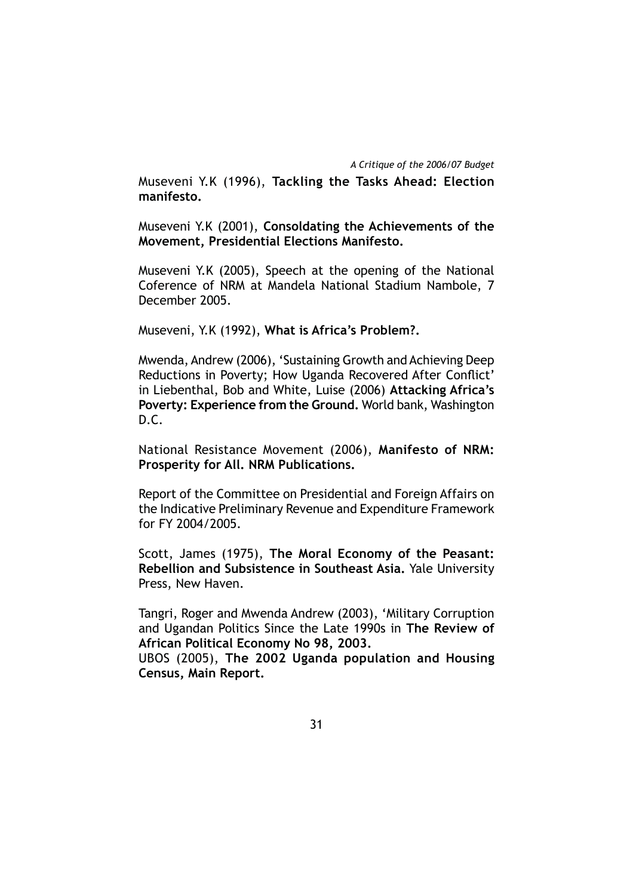Museveni Y.K (1996), **Tackling the Tasks Ahead: Election manifesto.**

Museveni Y.K (2001), **Consoldating the Achievements of the Movement, Presidential Elections Manifesto.**

Museveni Y.K (2005), Speech at the opening of the National Coference of NRM at Mandela National Stadium Nambole, 7 December 2005.

Museveni, Y.K (1992), **What is Africa's Problem?.**

Mwenda, Andrew (2006), 'Sustaining Growth and Achieving Deep Reductions in Poverty; How Uganda Recovered After Conflict' in Liebenthal, Bob and White, Luise (2006) **Attacking Africa's Poverty: Experience from the Ground.** World bank, Washington D.C.

National Resistance Movement (2006), **Manifesto of NRM: Prosperity for All. NRM Publications.**

Report of the Committee on Presidential and Foreign Affairs on the Indicative Preliminary Revenue and Expenditure Framework for FY 2004/2005.

Scott, James (1975), **The Moral Economy of the Peasant: Rebellion and Subsistence in Southeast Asia.** Yale University Press, New Haven.

Tangri, Roger and Mwenda Andrew (2003), 'Military Corruption and Ugandan Politics Since the Late 1990s in **The Review of African Political Economy No 98, 2003.**

UBOS (2005), **The 2002 Uganda population and Housing Census, Main Report.**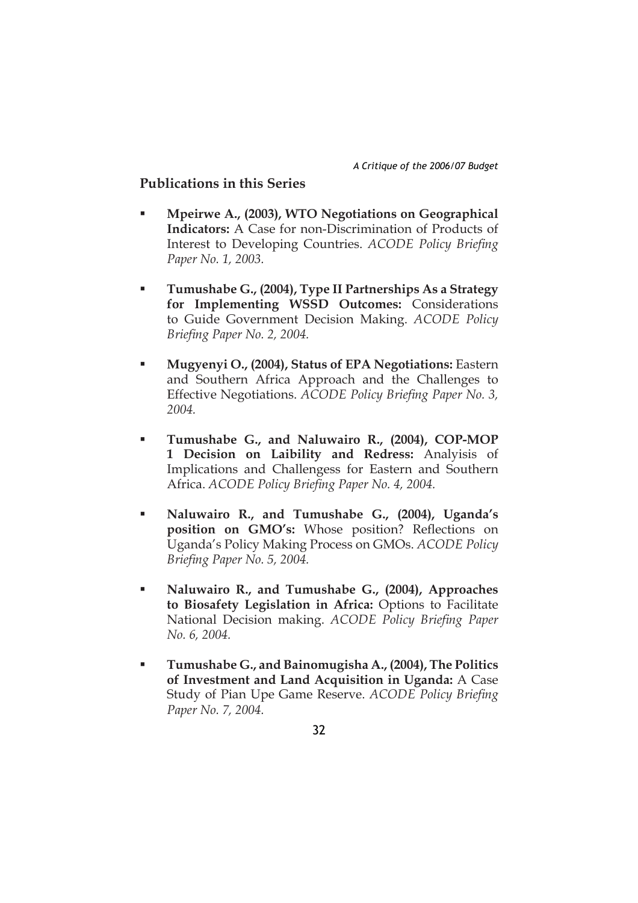## Publications in this Series

- **Mpeirwe A., (2003), WTO Negotiations on Geographical Indicators:** A Case for non-Discrimination of Products of Interest to Developing Countries. *ACODE Policy Briefing Paper No. 1, 2003.*

- **Tumushabe G., (2004), Type II Partnerships As a Strategy for Implementing WSSD Outcomes:** Considerations to Guide Government Decision Making. *ACODE Policy Briefing Paper No. 2, 2004.*

- **Mugyenyi O., (2004), Status of EPA Negotiations:** Eastern and Southern Africa Approach and the Challenges to Effective Negotiations. *ACODE Policy Briefing Paper No. 3, 2004.*

- **Tumushabe G., and Naluwairo R., (2004), COP-MOP 1 Decision on Laibility and Redress:** Analyisis of Implications and Challengess for Eastern and Southern Africa. *ACODE Policy Briefing Paper No. 4, 2004.*

- **Naluwairo R., and Tumushabe G., (2004), Uganda's position on GMO's:** Whose position? Reflections on Uganda's Policy Making Process on GMOs. *ACODE Policy Briefing Paper No. 5, 2004.*

- **Naluwairo R., and Tumushabe G., (2004), Approaches to Biosafety Legislation in Africa:** Options to Facilitate National Decision making. *ACODE Policy Briefing Paper No. 6, 2004.*

- **Tumushabe G., and Bainomugisha A., (2004), The Politics of Investment and Land Acquisition in Uganda:** A Case Study of Pian Upe Game Reserve. *ACODE Policy Briefing Paper No. 7, 2004.*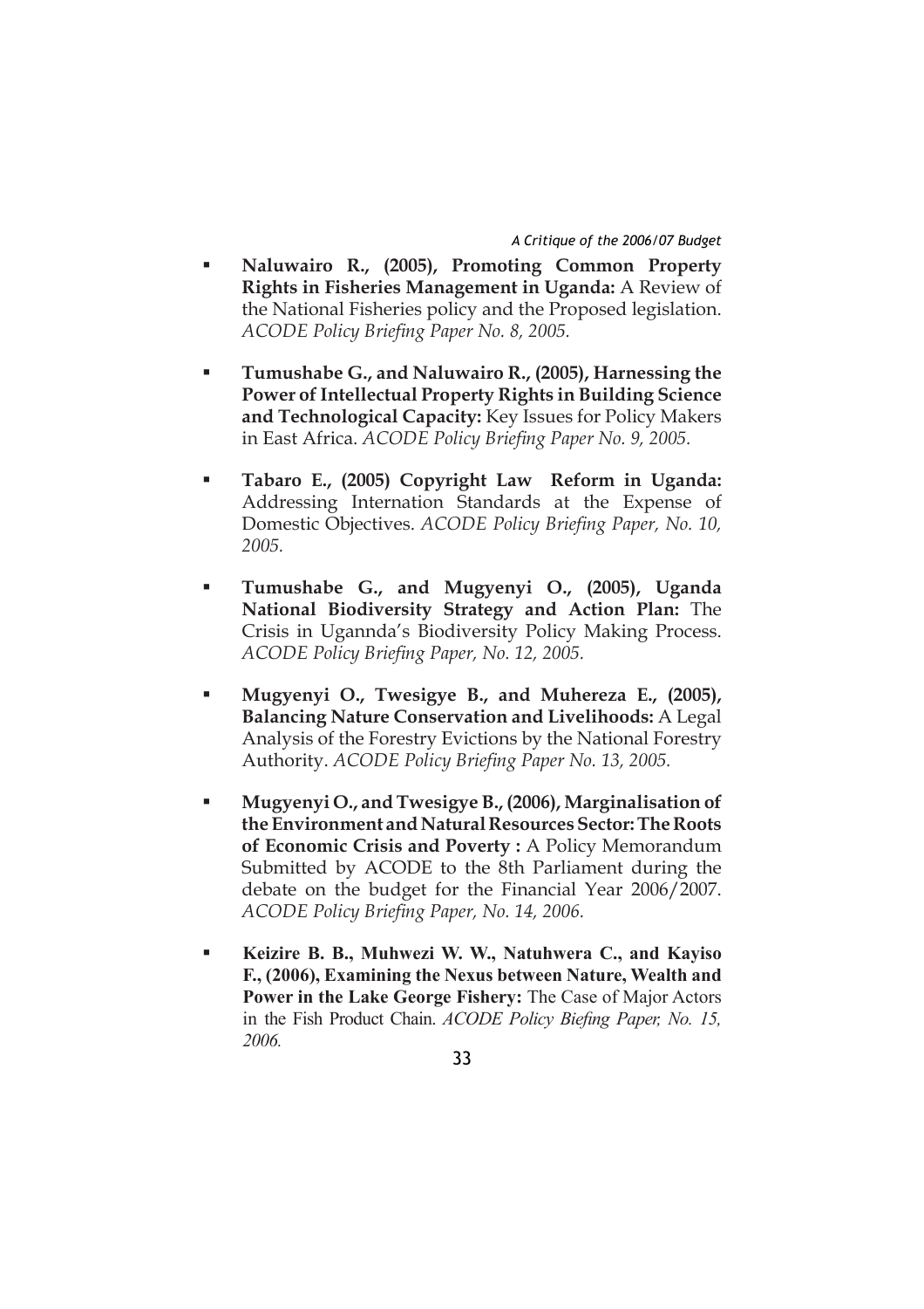- **Naluwairo R., (2005), Promoting Common Property Rights in Fisheries Management in Uganda:** A Review of the National Fisheries policy and the Proposed legislation. *ACODE Policy Briefing Paper No. 8, 2005.*

- **Tumushabe G., and Naluwairo R., (2005), Harnessing the Power of Intellectual Property Rights in Building Science and Technological Capacity:** Key Issues for Policy Makers in East Africa. *ACODE Policy Briefing Paper No. 9, 2005.*

- **Tabaro E., (2005) Copyright Law Reform in Uganda:** Addressing Internation Standards at the Expense of Domestic Objectives. *ACODE Policy Briefing Paper, No. 10, 2005.*

- **Tumushabe G., and Mugyenyi O., (2005), Uganda National Biodiversity Strategy and Action Plan:** The Crisis in Ugannda's Biodiversity Policy Making Process. *ACODE Policy Briefing Paper, No. 12, 2005.*

- **Mugyenyi O., Twesigye B., and Muhereza E., (2005), Balancing Nature Conservation and Livelihoods:** A Legal Analysis of the Forestry Evictions by the National Forestry Authority. *ACODE Policy Briefing Paper No. 13, 2005.*

- **Mugyenyi O., and Twesigye B., (2006), Marginalisation of the Environment and Natural Resources Sector: The Roots of Economic Crisis and Poverty :** A Policy Memorandum Submitted by ACODE to the 8th Parliament during the debate on the budget for the Financial Year 2006/2007. *ACODE Policy Briefing Paper, No. 14, 2006.*

- **Keizire B. B., Muhwezi W. W., Natuhwera C., and Kayiso F., (2006), Examining the Nexus between Nature, Wealth and Power in the Lake George Fishery:** The Case of Major Actors in the Fish Product Chain. *ACODE Policy Biefing Paper, No. 15, 2006.*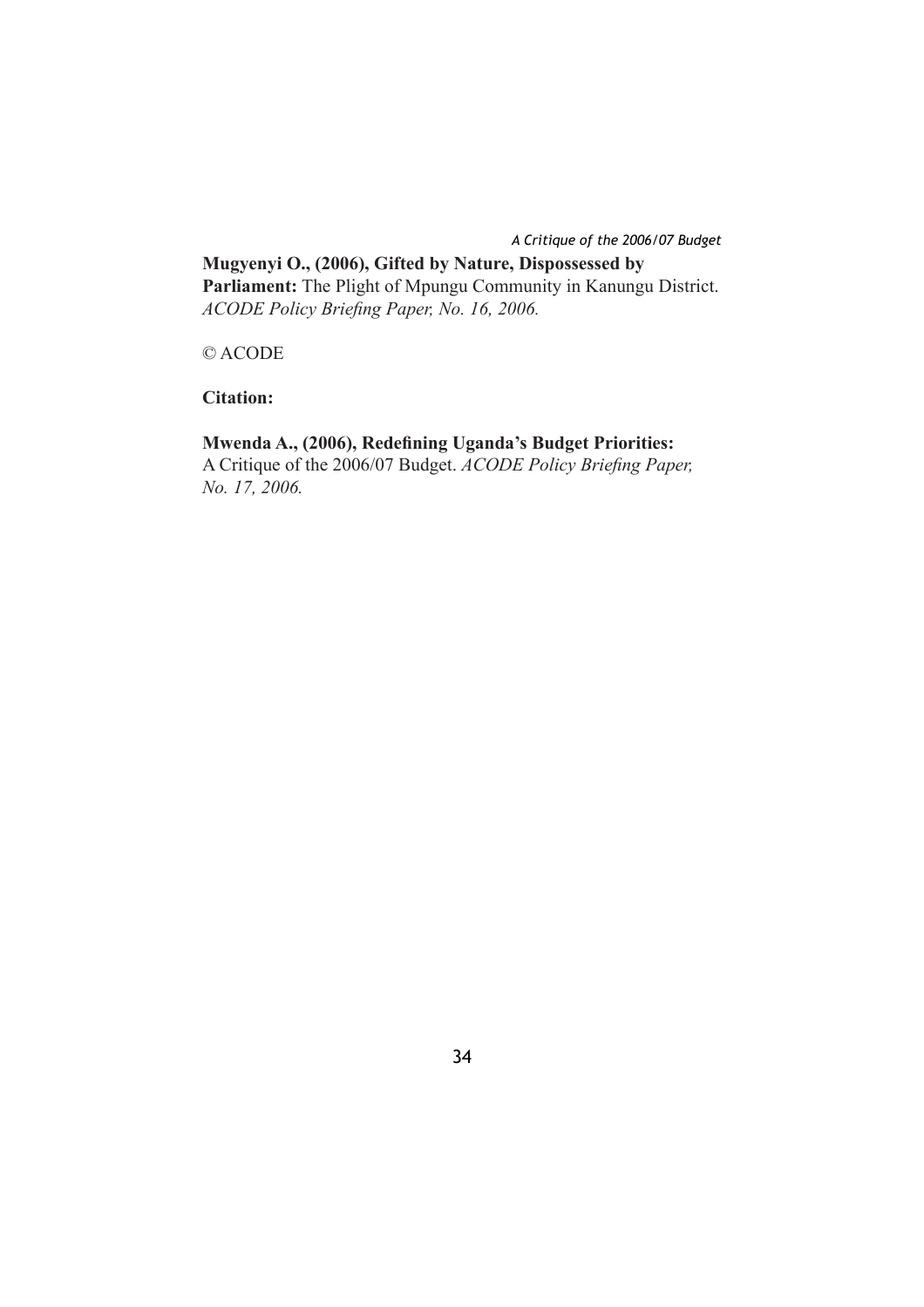**Mugyenyi O., (2006), Gifted by Nature, Dispossessed by Parliament:** The Plight of Mpungu Community in Kanungu District. *ACODE Policy Briefing Paper, No. 16, 2006.*

© ACODE

**Citation:**

**Mwenda A., (2006), Redefining Uganda's Budget Priorities:** A Critique of the 2006/07 Budget. *ACODE Policy Briefing Paper, No. 17, 2006.*